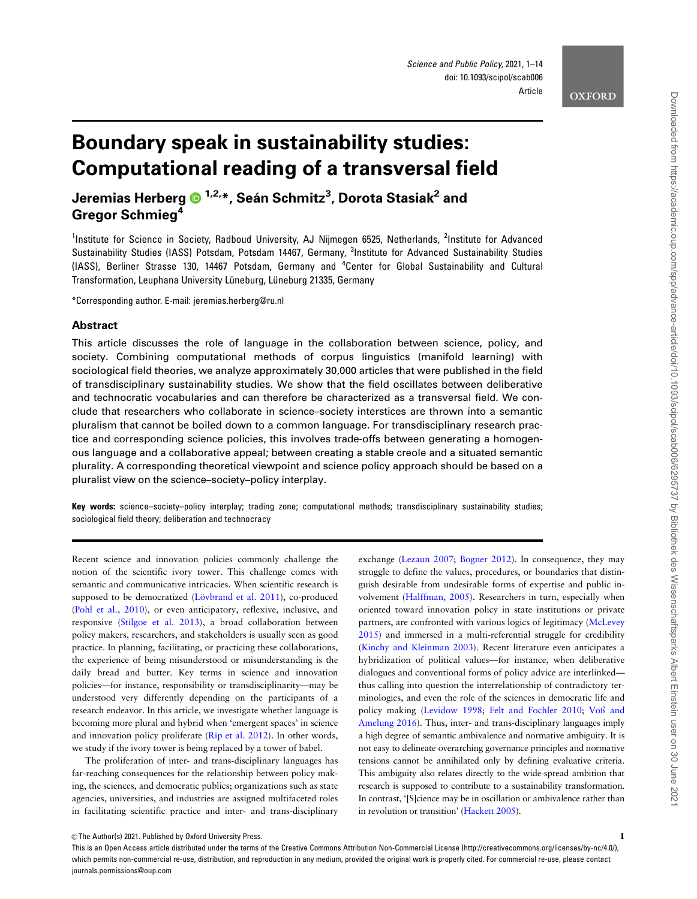# Boundary speak in sustainability studies: Computational reading of a transversal field

**Jeremias Herberg [1,2,*], Seán Schmitz[3], Dorota Stasiak[2] and Gregor Schmieg[4]**

[1]Institute for Science in Society, Radboud University, AJ Nijmegen 6525, Netherlands, [2]Institute for Advanced Sustainability Studies (IASS) Potsdam, Potsdam 14467, Germany, [3]Institute for Advanced Sustainability Studies (IASS), Berliner Strasse 130, 14467 Potsdam, Germany and [4]Center for Global Sustainability and Cultural Transformation, Leuphana University Lüneburg, Lüneburg 21335, Germany

*Corresponding author. E-mail: jeremias.herberg@ru.nl

## Abstract

This article discusses the role of language in the collaboration between science, policy, and society. Combining computational methods of corpus linguistics (manifold learning) with sociological field theories, we analyze approximately 30,000 articles that were published in the field of transdisciplinary sustainability studies. We show that the field oscillates between deliberative and technocratic vocabularies and can therefore be characterized as a transversal field. We conclude that researchers who collaborate in science–society interstices are thrown into a semantic pluralism that cannot be boiled down to a common language. For transdisciplinary research practice and corresponding science policies, this involves trade-offs between generating a homogenous language and a collaborative appeal; between creating a stable creole and a situated semantic plurality. A corresponding theoretical viewpoint and science policy approach should be based on a pluralist view on the science–society–policy interplay.

**Key words:** science–society–policy interplay; trading zone; computational methods; transdisciplinary sustainability studies; sociological field theory; deliberation and technocracy

Recent science and innovation policies commonly challenge the notion of the scientific ivory tower. This challenge comes with semantic and communicative intricacies. When scientific research is supposed to be democratized (Lövbrand et al. 2011), co-produced (Pohl et al., 2010), or even anticipatory, reflexive, inclusive, and responsive (Stilgoe et al. 2013), a broad collaboration between policy makers, researchers, and stakeholders is usually seen as good practice. In planning, facilitating, or practicing these collaborations, the experience of being misunderstood or misunderstanding is the daily bread and butter. Key terms in science and innovation policies—for instance, responsibility or transdisciplinarity—may be understood very differently depending on the participants of a research endeavor. In this article, we investigate whether language is becoming more plural and hybrid when 'emergent spaces' in science and innovation policy proliferate (Rip et al. 2012). In other words, we study if the ivory tower is being replaced by a tower of babel.

The proliferation of inter- and trans-disciplinary languages has far-reaching consequences for the relationship between policy making, the sciences, and democratic publics; organizations such as state agencies, universities, and industries are assigned multifaceted roles in facilitating scientific practice and inter- and trans-disciplinary exchange (Lezaun 2007; Bogner 2012). In consequence, they may struggle to define the values, procedures, or boundaries that distinguish desirable from undesirable forms of expertise and public involvement (Halffman, 2005). Researchers in turn, especially when oriented toward innovation policy in state institutions or private partners, are confronted with various logics of legitimacy (McLevey 2015) and immersed in a multi-referential struggle for credibility (Kinchy and Kleinman 2003). Recent literature even anticipates a hybridization of political values—for instance, when deliberative dialogues and conventional forms of policy advice are interlinked—thus calling into question the interrelationship of contradictory terminologies, and even the role of the sciences in democratic life and policy making (Levidow 1998; Felt and Fochler 2010; Voß and Amelung 2016). Thus, inter- and trans-disciplinary languages imply a high degree of semantic ambivalence and normative ambiguity. It is not easy to delineate overarching governance principles and normative tensions cannot be annihilated only by defining evaluative criteria. This ambiguity also relates directly to the wide-spread ambition that research is supposed to contribute to a sustainability transformation. In contrast, '[S]cience may be in oscillation or ambivalence rather than in revolution or transition' (Hackett 2005).

© The Author(s) 2021. Published by Oxford University Press.

This is an Open Access article distributed under the terms of the Creative Commons Attribution Non-Commercial License (http://creativecommons.org/licenses/by-nc/4.0/), which permits non-commercial re-use, distribution, and reproduction in any medium, provided the original work is properly cited. For commercial re-use, please contact journals.permissions@oup.com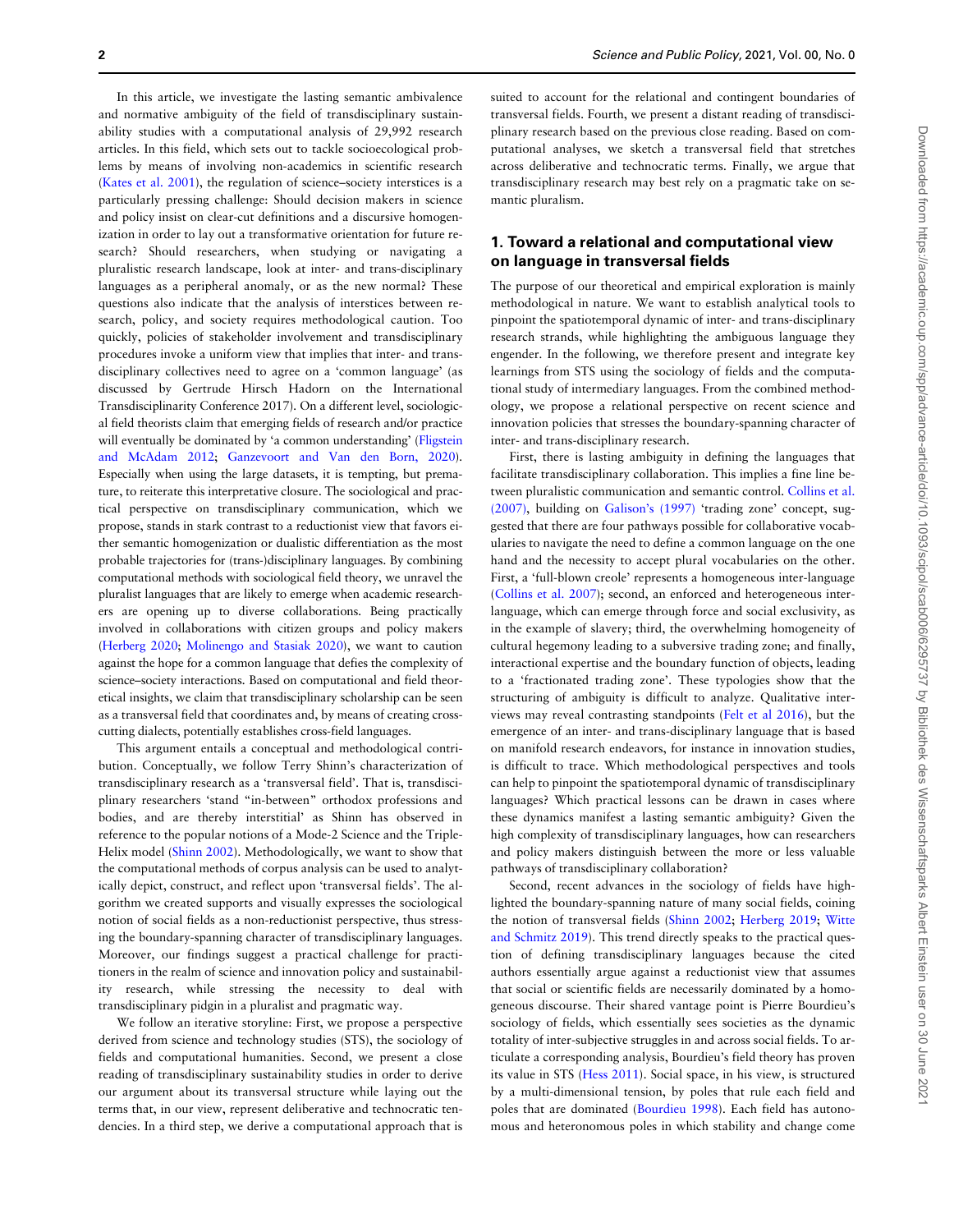In this article, we investigate the lasting semantic ambivalence and normative ambiguity of the field of transdisciplinary sustainability studies with a computational analysis of 29,992 research articles. In this field, which sets out to tackle socioecological problems by means of involving non-academics in scientific research (Kates et al. 2001), the regulation of science–society interstices is a particularly pressing challenge: Should decision makers in science and policy insist on clear-cut definitions and a discursive homogenization in order to lay out a transformative orientation for future research? Should researchers, when studying or navigating a pluralistic research landscape, look at inter- and trans-disciplinary languages as a peripheral anomaly, or as the new normal? These questions also indicate that the analysis of interstices between research, policy, and society requires methodological caution. Too quickly, policies of stakeholder involvement and transdisciplinary procedures invoke a uniform view that implies that inter- and transdisciplinary collectives need to agree on a 'common language' (as discussed by Gertrude Hirsch Hadorn on the International Transdisciplinarity Conference 2017). On a different level, sociological field theorists claim that emerging fields of research and/or practice will eventually be dominated by 'a common understanding' (Fligstein and McAdam 2012; Ganzevoort and Van den Born, 2020). Especially when using the large datasets, it is tempting, but premature, to reiterate this interpretative closure. The sociological and practical perspective on transdisciplinary communication, which we propose, stands in stark contrast to a reductionist view that favors either semantic homogenization or dualistic differentiation as the most probable trajectories for (trans-)disciplinary languages. By combining computational methods with sociological field theory, we unravel the pluralist languages that are likely to emerge when academic researchers are opening up to diverse collaborations. Being practically involved in collaborations with citizen groups and policy makers (Herberg 2020; Molinengo and Stasiak 2020), we want to caution against the hope for a common language that defies the complexity of science–society interactions. Based on computational and field theoretical insights, we claim that transdisciplinary scholarship can be seen as a transversal field that coordinates and, by means of creating cross-cutting dialects, potentially establishes cross-field languages.

This argument entails a conceptual and methodological contribution. Conceptually, we follow Terry Shinn's characterization of transdisciplinary research as a 'transversal field'. That is, transdisciplinary researchers 'stand "in-between" orthodox professions and bodies, and are thereby interstitial' as Shinn has observed in reference to the popular notions of a Mode-2 Science and the Triple-Helix model (Shinn 2002). Methodologically, we want to show that the computational methods of corpus analysis can be used to analytically depict, construct, and reflect upon 'transversal fields'. The algorithm we created supports and visually expresses the sociological notion of social fields as a non-reductionist perspective, thus stressing the boundary-spanning character of transdisciplinary languages. Moreover, our findings suggest a practical challenge for practitioners in the realm of science and innovation policy and sustainability research, while stressing the necessity to deal with transdisciplinary pidgin in a pluralist and pragmatic way.

We follow an iterative storyline: First, we propose a perspective derived from science and technology studies (STS), the sociology of fields and computational humanities. Second, we present a close reading of transdisciplinary sustainability studies in order to derive our argument about its transversal structure while laying out the terms that, in our view, represent deliberative and technocratic tendencies. In a third step, we derive a computational approach that is suited to account for the relational and contingent boundaries of transversal fields. Fourth, we present a distant reading of transdisciplinary research based on the previous close reading. Based on computational analyses, we sketch a transversal field that stretches across deliberative and technocratic terms. Finally, we argue that transdisciplinary research may best rely on a pragmatic take on semantic pluralism.

## 1. Toward a relational and computational view on language in transversal fields

The purpose of our theoretical and empirical exploration is mainly methodological in nature. We want to establish analytical tools to pinpoint the spatiotemporal dynamic of inter- and trans-disciplinary research strands, while highlighting the ambiguous language they engender. In the following, we therefore present and integrate key learnings from STS using the sociology of fields and the computational study of intermediary languages. From the combined methodology, we propose a relational perspective on recent science and innovation policies that stresses the boundary-spanning character of inter- and trans-disciplinary research.

First, there is lasting ambiguity in defining the languages that facilitate transdisciplinary collaboration. This implies a fine line between pluralistic communication and semantic control. Collins et al. (2007), building on Galison's (1997) 'trading zone' concept, suggested that there are four pathways possible for collaborative vocabularies to navigate the need to define a common language on the one hand and the necessity to accept plural vocabularies on the other. First, a 'full-blown creole' represents a homogeneous inter-language (Collins et al. 2007); second, an enforced and heterogeneous inter-language, which can emerge through force and social exclusivity, as in the example of slavery; third, the overwhelming homogeneity of cultural hegemony leading to a subversive trading zone; and finally, interactional expertise and the boundary function of objects, leading to a 'fractionated trading zone'. These typologies show that the structuring of ambiguity is difficult to analyze. Qualitative interviews may reveal contrasting standpoints (Felt et al 2016), but the emergence of an inter- and trans-disciplinary language that is based on manifold research endeavors, for instance in innovation studies, is difficult to trace. Which methodological perspectives and tools can help to pinpoint the spatiotemporal dynamic of transdisciplinary languages? Which practical lessons can be drawn in cases where these dynamics manifest a lasting semantic ambiguity? Given the high complexity of transdisciplinary languages, how can researchers and policy makers distinguish between the more or less valuable pathways of transdisciplinary collaboration?

Second, recent advances in the sociology of fields have highlighted the boundary-spanning nature of many social fields, coining the notion of transversal fields (Shinn 2002; Herberg 2019; Witte and Schmitz 2019). This trend directly speaks to the practical question of defining transdisciplinary languages because the cited authors essentially argue against a reductionist view that assumes that social or scientific fields are necessarily dominated by a homogeneous discourse. Their shared vantage point is Pierre Bourdieu's sociology of fields, which essentially sees societies as the dynamic totality of inter-subjective struggles in and across social fields. To articulate a corresponding analysis, Bourdieu's field theory has proven its value in STS (Hess 2011). Social space, in his view, is structured by a multi-dimensional tension, by poles that rule each field and poles that are dominated (Bourdieu 1998). Each field has autonomous and heteronomous poles in which stability and change come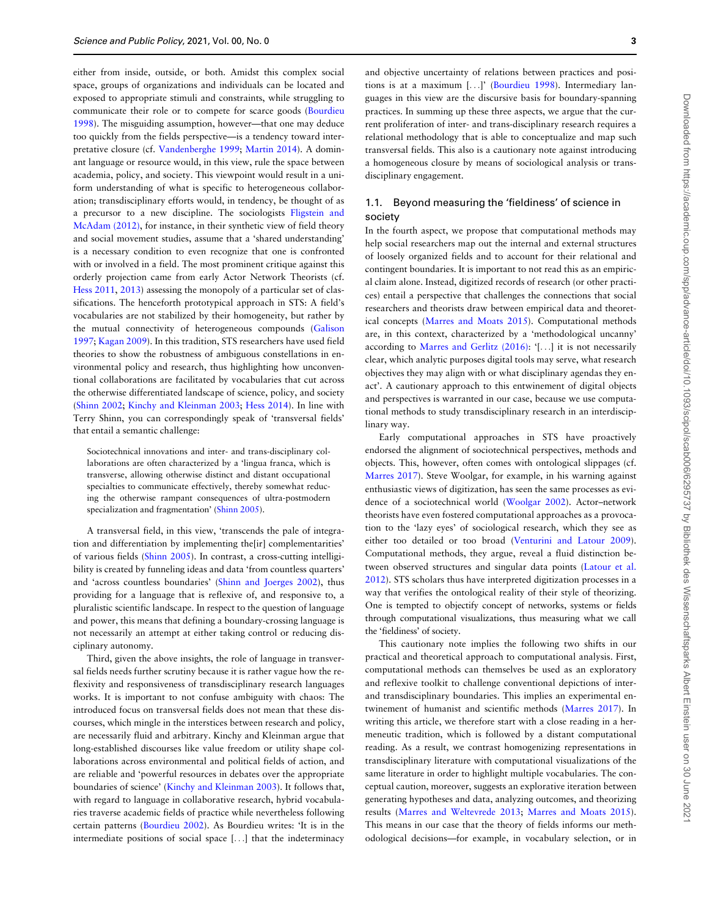either from inside, outside, or both. Amidst this complex social space, groups of organizations and individuals can be located and exposed to appropriate stimuli and constraints, while struggling to communicate their role or to compete for scarce goods (Bourdieu 1998). The misguiding assumption, however—that one may deduce too quickly from the fields perspective—is a tendency toward interpretative closure (cf. Vandenberghe 1999; Martin 2014). A dominant language or resource would, in this view, rule the space between academia, policy, and society. This viewpoint would result in a uniform understanding of what is specific to heterogeneous collaboration; transdisciplinary efforts would, in tendency, be thought of as a precursor to a new discipline. The sociologists Fligstein and McAdam (2012), for instance, in their synthetic view of field theory and social movement studies, assume that a 'shared understanding' is a necessary condition to even recognize that one is confronted with or involved in a field. The most prominent critique against this orderly projection came from early Actor Network Theorists (cf. Hess 2011, 2013) assessing the monopoly of a particular set of classifications. The henceforth prototypical approach in STS: A field's vocabularies are not stabilized by their homogeneity, but rather by the mutual connectivity of heterogeneous compounds (Galison 1997; Kagan 2009). In this tradition, STS researchers have used field theories to show the robustness of ambiguous constellations in environmental policy and research, thus highlighting how unconventional collaborations are facilitated by vocabularies that cut across the otherwise differentiated landscape of science, policy, and society (Shinn 2002; Kinchy and Kleinman 2003; Hess 2014). In line with Terry Shinn, you can correspondingly speak of 'transversal fields' that entail a semantic challenge:

> Sociotechnical innovations and inter- and trans-disciplinary collaborations are often characterized by a 'lingua franca, which is transverse, allowing otherwise distinct and distant occupational specialties to communicate effectively, thereby somewhat reducing the otherwise rampant consequences of ultra-postmodern specialization and fragmentation' (Shinn 2005).

A transversal field, in this view, 'transcends the pale of integration and differentiation by implementing the[ir] complementarities' of various fields (Shinn 2005). In contrast, a cross-cutting intelligibility is created by funneling ideas and data 'from countless quarters' and 'across countless boundaries' (Shinn and Joerges 2002), thus providing for a language that is reflexive of, and responsive to, a pluralistic scientific landscape. In respect to the question of language and power, this means that defining a boundary-crossing language is not necessarily an attempt at either taking control or reducing disciplinary autonomy.

Third, given the above insights, the role of language in transversal fields needs further scrutiny because it is rather vague how the reflexivity and responsiveness of transdisciplinary research languages works. It is important to not confuse ambiguity with chaos: The introduced focus on transversal fields does not mean that these discourses, which mingle in the interstices between research and policy, are necessarily fluid and arbitrary. Kinchy and Kleinman argue that long-established discourses like value freedom or utility shape collaborations across environmental and political fields of action, and are reliable and 'powerful resources in debates over the appropriate boundaries of science' (Kinchy and Kleinman 2003). It follows that, with regard to language in collaborative research, hybrid vocabularies traverse academic fields of practice while nevertheless following certain patterns (Bourdieu 2002). As Bourdieu writes: 'It is in the intermediate positions of social space [...] that the indeterminacy and objective uncertainty of relations between practices and positions is at a maximum [...]' (Bourdieu 1998). Intermediary languages in this view are the discursive basis for boundary-spanning practices. In summing up these three aspects, we argue that the current proliferation of inter- and trans-disciplinary research requires a relational methodology that is able to conceptualize and map such transversal fields. This also is a cautionary note against introducing a homogeneous closure by means of sociological analysis or transdisciplinary engagement.

### 1.1. Beyond measuring the 'fieldiness' of science in society

In the fourth aspect, we propose that computational methods may help social researchers map out the internal and external structures of loosely organized fields and to account for their relational and contingent boundaries. It is important to not read this as an empirical claim alone. Instead, digitized records of research (or other practices) entail a perspective that challenges the connections that social researchers and theorists draw between empirical data and theoretical concepts (Marres and Moats 2015). Computational methods are, in this context, characterized by a 'methodological uncanny' according to Marres and Gerlitz (2016): '[...] it is not necessarily clear, which analytic purposes digital tools may serve, what research objectives they may align with or what disciplinary agendas they enact'. A cautionary approach to this entwinement of digital objects and perspectives is warranted in our case, because we use computational methods to study transdisciplinary research in an interdisciplinary way.

Early computational approaches in STS have proactively endorsed the alignment of sociotechnical perspectives, methods and objects. This, however, often comes with ontological slippages (cf. Marres 2017). Steve Woolgar, for example, in his warning against enthusiastic views of digitization, has seen the same processes as evidence of a sociotechnical world (Woolgar 2002). Actor–network theorists have even fostered computational approaches as a provocation to the 'lazy eyes' of sociological research, which they see as either too detailed or too broad (Venturini and Latour 2009). Computational methods, they argue, reveal a fluid distinction between observed structures and singular data points (Latour et al. 2012). STS scholars thus have interpreted digitization processes in a way that verifies the ontological reality of their style of theorizing. One is tempted to objectify concept of networks, systems or fields through computational visualizations, thus measuring what we call the 'fieldiness' of society.

This cautionary note implies the following two shifts in our practical and theoretical approach to computational analysis. First, computational methods can themselves be used as an exploratory and reflexive toolkit to challenge conventional depictions of inter- and transdisciplinary boundaries. This implies an experimental entwinement of humanist and scientific methods (Marres 2017). In writing this article, we therefore start with a close reading in a hermeneutic tradition, which is followed by a distant computational reading. As a result, we contrast homogenizing representations in transdisciplinary literature with computational visualizations of the same literature in order to highlight multiple vocabularies. The conceptual caution, moreover, suggests an explorative iteration between generating hypotheses and data, analyzing outcomes, and theorizing results (Marres and Weltevrede 2013; Marres and Moats 2015). This means in our case that the theory of fields informs our methodological decisions—for example, in vocabulary selection, or in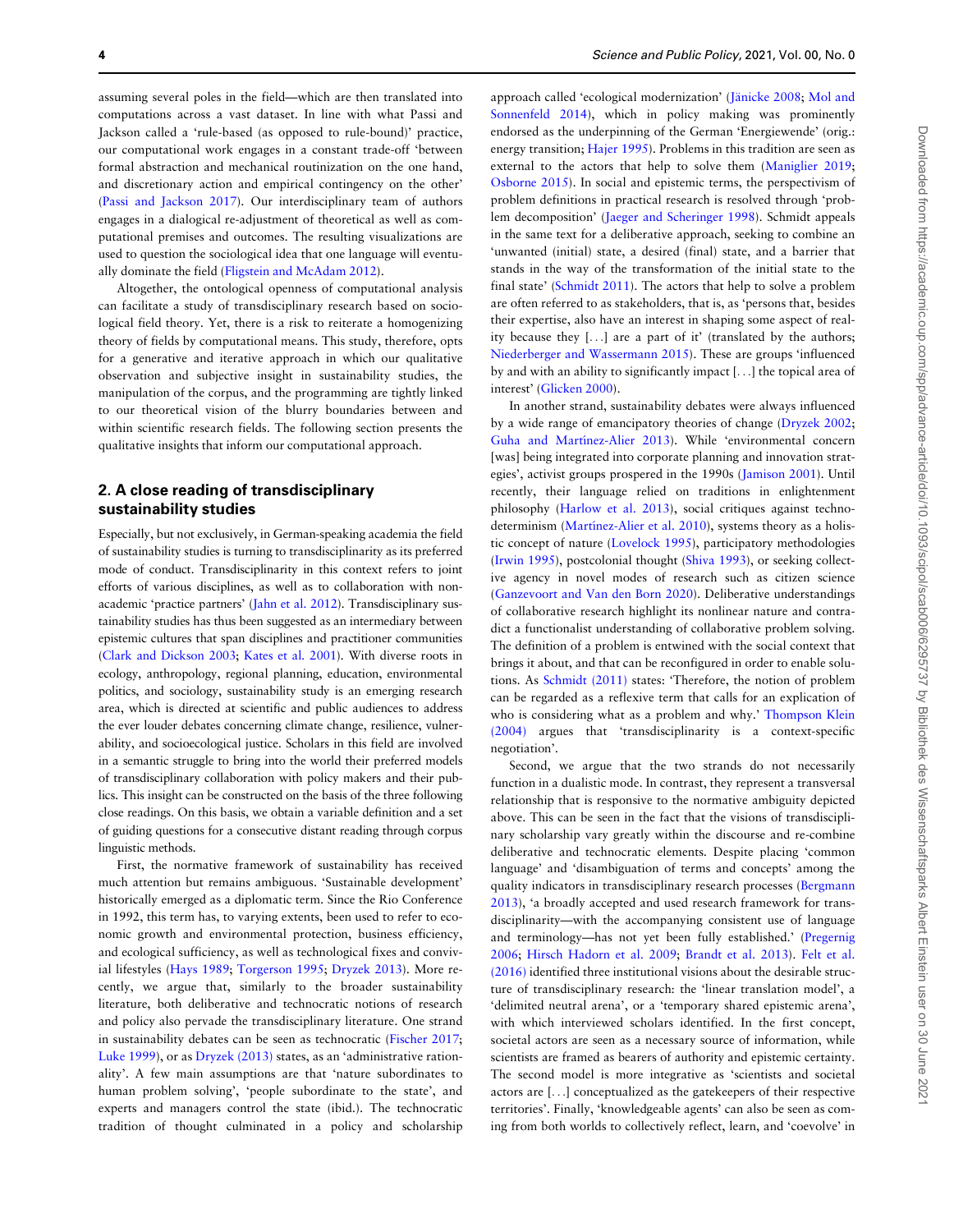assuming several poles in the field—which are then translated into computations across a vast dataset. In line with what Passi and Jackson called a 'rule-based (as opposed to rule-bound)' practice, our computational work engages in a constant trade-off 'between formal abstraction and mechanical routinization on the one hand, and discretionary action and empirical contingency on the other' (Passi and Jackson 2017). Our interdisciplinary team of authors engages in a dialogical re-adjustment of theoretical as well as computational premises and outcomes. The resulting visualizations are used to question the sociological idea that one language will eventually dominate the field (Fligstein and McAdam 2012).

Altogether, the ontological openness of computational analysis can facilitate a study of transdisciplinary research based on sociological field theory. Yet, there is a risk to reiterate a homogenizing theory of fields by computational means. This study, therefore, opts for a generative and iterative approach in which our qualitative observation and subjective insight in sustainability studies, the manipulation of the corpus, and the programming are tightly linked to our theoretical vision of the blurry boundaries between and within scientific research fields. The following section presents the qualitative insights that inform our computational approach.

## 2. A close reading of transdisciplinary sustainability studies

Especially, but not exclusively, in German-speaking academia the field of sustainability studies is turning to transdisciplinarity as its preferred mode of conduct. Transdisciplinarity in this context refers to joint efforts of various disciplines, as well as to collaboration with non-academic 'practice partners' (Jahn et al. 2012). Transdisciplinary sustainability studies has thus been suggested as an intermediary between epistemic cultures that span disciplines and practitioner communities (Clark and Dickson 2003; Kates et al. 2001). With diverse roots in ecology, anthropology, regional planning, education, environmental politics, and sociology, sustainability study is an emerging research area, which is directed at scientific and public audiences to address the ever louder debates concerning climate change, resilience, vulnerability, and socioecological justice. Scholars in this field are involved in a semantic struggle to bring into the world their preferred models of transdisciplinary collaboration with policy makers and their publics. This insight can be constructed on the basis of the three following close readings. On this basis, we obtain a variable definition and a set of guiding questions for a consecutive distant reading through corpus linguistic methods.

First, the normative framework of sustainability has received much attention but remains ambiguous. 'Sustainable development' historically emerged as a diplomatic term. Since the Rio Conference in 1992, this term has, to varying extents, been used to refer to economic growth and environmental protection, business efficiency, and ecological sufficiency, as well as technological fixes and convivial lifestyles (Hays 1989; Torgerson 1995; Dryzek 2013). More recently, we argue that, similarly to the broader sustainability literature, both deliberative and technocratic notions of research and policy also pervade the transdisciplinary literature. One strand in sustainability debates can be seen as technocratic (Fischer 2017; Luke 1999), or as Dryzek (2013) states, as an 'administrative rationality'. A few main assumptions are that 'nature subordinates to human problem solving', 'people subordinate to the state', and experts and managers control the state (ibid.). The technocratic tradition of thought culminated in a policy and scholarship approach called 'ecological modernization' (Jänicke 2008; Mol and Sonnenfeld 2014), which in policy making was prominently endorsed as the underpinning of the German 'Energiewende' (orig.: energy transition; Hajer 1995). Problems in this tradition are seen as external to the actors that help to solve them (Maniglier 2019; Osborne 2015). In social and epistemic terms, the perspectivism of problem definitions in practical research is resolved through 'problem decomposition' (Jaeger and Scheringer 1998). Schmidt appeals in the same text for a deliberative approach, seeking to combine an 'unwanted (initial) state, a desired (final) state, and a barrier that stands in the way of the transformation of the initial state to the final state' (Schmidt 2011). The actors that help to solve a problem are often referred to as stakeholders, that is, as 'persons that, besides their expertise, also have an interest in shaping some aspect of reality because they [...] are a part of it' (translated by the authors; Niederberger and Wassermann 2015). These are groups 'influenced by and with an ability to significantly impact [...] the topical area of interest' (Glicken 2000).

In another strand, sustainability debates were always influenced by a wide range of emancipatory theories of change (Dryzek 2002; Guha and Martínez-Alier 2013). While 'environmental concern [was] being integrated into corporate planning and innovation strategies', activist groups prospered in the 1990s (Jamison 2001). Until recently, their language relied on traditions in enlightenment philosophy (Harlow et al. 2013), social critiques against technodeterminism (Martínez-Alier et al. 2010), systems theory as a holistic concept of nature (Lovelock 1995), participatory methodologies (Irwin 1995), postcolonial thought (Shiva 1993), or seeking collective agency in novel modes of research such as citizen science (Ganzevoort and Van den Born 2020). Deliberative understandings of collaborative research highlight its nonlinear nature and contradict a functionalist understanding of collaborative problem solving. The definition of a problem is entwined with the social context that brings it about, and that can be reconfigured in order to enable solutions. As Schmidt (2011) states: 'Therefore, the notion of problem can be regarded as a reflexive term that calls for an explication of who is considering what as a problem and why.' Thompson Klein (2004) argues that 'transdisciplinarity is a context-specific negotiation'.

Second, we argue that the two strands do not necessarily function in a dualistic mode. In contrast, they represent a transversal relationship that is responsive to the normative ambiguity depicted above. This can be seen in the fact that the visions of transdisciplinary scholarship vary greatly within the discourse and re-combine deliberative and technocratic elements. Despite placing 'common language' and 'disambiguation of terms and concepts' among the quality indicators in transdisciplinary research processes (Bergmann 2013), 'a broadly accepted and used research framework for transdisciplinarity—with the accompanying consistent use of language and terminology—has not yet been fully established.' (Pregernig 2006; Hirsch Hadorn et al. 2009; Brandt et al. 2013). Felt et al. (2016) identified three institutional visions about the desirable structure of transdisciplinary research: the 'linear translation model', a 'delimited neutral arena', or a 'temporary shared epistemic arena', with which interviewed scholars identified. In the first concept, societal actors are seen as a necessary source of information, while scientists are framed as bearers of authority and epistemic certainty. The second model is more integrative as 'scientists and societal actors are [...] conceptualized as the gatekeepers of their respective territories'. Finally, 'knowledgeable agents' can also be seen as coming from both worlds to collectively reflect, learn, and 'coevolve' in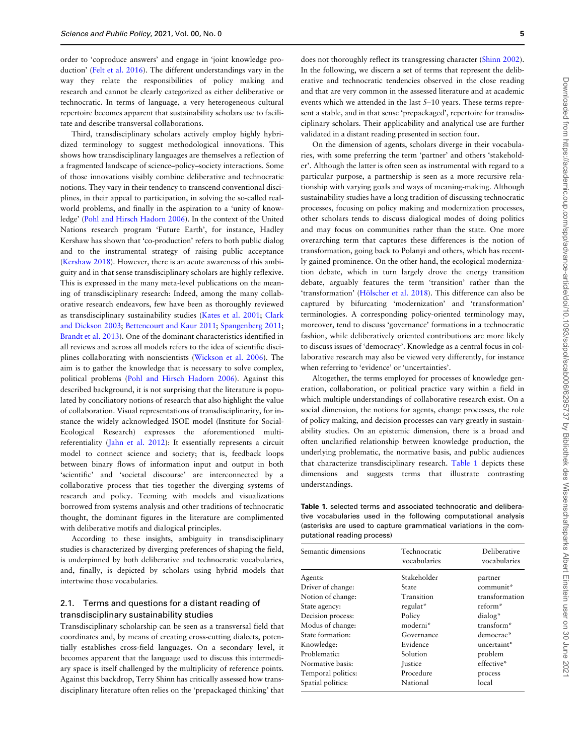order to 'coproduce answers' and engage in 'joint knowledge production' (Felt et al. 2016). The different understandings vary in the way they relate the responsibilities of policy making and research and cannot be clearly categorized as either deliberative or technocratic. In terms of language, a very heterogeneous cultural repertoire becomes apparent that sustainability scholars use to facilitate and describe transversal collaborations.

Third, transdisciplinary scholars actively employ highly hybridized terminology to suggest methodological innovations. This shows how transdisciplinary languages are themselves a reflection of a fragmented landscape of science–policy–society interactions. Some of those innovations visibly combine deliberative and technocratic notions. They vary in their tendency to transcend conventional disciplines, in their appeal to participation, in solving the so-called real-world problems, and finally in the aspiration to a 'unity of knowledge' (Pohl and Hirsch Hadorn 2006). In the context of the United Nations research program 'Future Earth', for instance, Hadley Kershaw has shown that 'co-production' refers to both public dialog and to the instrumental strategy of raising public acceptance (Kershaw 2018). However, there is an acute awareness of this ambiguity and in that sense transdisciplinary scholars are highly reflexive. This is expressed in the many meta-level publications on the meaning of transdisciplinary research: Indeed, among the many collaborative research endeavors, few have been as thoroughly reviewed as transdisciplinary sustainability studies (Kates et al. 2001; Clark and Dickson 2003; Bettencourt and Kaur 2011; Spangenberg 2011; Brandt et al. 2013). One of the dominant characteristics identified in all reviews and across all models refers to the idea of scientific disciplines collaborating with nonscientists (Wickson et al. 2006). The aim is to gather the knowledge that is necessary to solve complex, political problems (Pohl and Hirsch Hadorn 2006). Against this described background, it is not surprising that the literature is populated by conciliatory notions of research that also highlight the value of collaboration. Visual representations of transdisciplinarity, for instance the widely acknowledged ISOE model (Institute for Social-Ecological Research) expresses the aforementioned multi-referentiality (Jahn et al. 2012): It essentially represents a circuit model to connect science and society; that is, feedback loops between binary flows of information input and output in both 'scientific' and 'societal discourse' are interconnected by a collaborative process that ties together the diverging systems of research and policy. Teeming with models and visualizations borrowed from systems analysis and other traditions of technocratic thought, the dominant figures in the literature are complimented with deliberative motifs and dialogical principles.

According to these insights, ambiguity in transdisciplinary studies is characterized by diverging preferences of shaping the field, is underpinned by both deliberative and technocratic vocabularies, and, finally, is depicted by scholars using hybrid models that intertwine those vocabularies.

## 2.1. Terms and questions for a distant reading of transdisciplinary sustainability studies

Transdisciplinary scholarship can be seen as a transversal field that coordinates and, by means of creating cross-cutting dialects, potentially establishes cross-field languages. On a secondary level, it becomes apparent that the language used to discuss this intermediary space is itself challenged by the multiplicity of reference points. Against this backdrop, Terry Shinn has critically assessed how transdisciplinary literature often relies on the 'prepackaged thinking' that does not thoroughly reflect its transgressing character (Shinn 2002). In the following, we discern a set of terms that represent the deliberative and technocratic tendencies observed in the close reading and that are very common in the assessed literature and at academic events which we attended in the last 5–10 years. These terms represent a stable, and in that sense 'prepackaged', repertoire for transdisciplinary scholars. Their applicability and analytical use are further validated in a distant reading presented in section four.

On the dimension of agents, scholars diverge in their vocabularies, with some preferring the term 'partner' and others 'stakeholder'. Although the latter is often seen as instrumental with regard to a particular purpose, a partnership is seen as a more recursive relationship with varying goals and ways of meaning-making. Although sustainability studies have a long tradition of discussing technocratic processes, focusing on policy making and modernization processes, other scholars tends to discuss dialogical modes of doing politics and may focus on communities rather than the state. One more overarching term that captures these differences is the notion of transformation, going back to Polanyi and others, which has recently gained prominence. On the other hand, the ecological modernization debate, which in turn largely drove the energy transition debate, arguably features the term 'transition' rather than the 'transformation' (Hölscher et al. 2018). This difference can also be captured by bifurcating 'modernization' and 'transformation' terminologies. A corresponding policy-oriented terminology may, moreover, tend to discuss 'governance' formations in a technocratic fashion, while deliberatively oriented contributions are more likely to discuss issues of 'democracy'. Knowledge as a central focus in collaborative research may also be viewed very differently, for instance when referring to 'evidence' or 'uncertainties'.

Altogether, the terms employed for processes of knowledge generation, collaboration, or political practice vary within a field in which multiple understandings of collaborative research exist. On a social dimension, the notions for agents, change processes, the role of policy making, and decision processes can vary greatly in sustainability studies. On an epistemic dimension, there is a broad and often unclarified relationship between knowledge production, the underlying problematic, the normative basis, and public audiences that characterize transdisciplinary research. Table 1 depicts these dimensions and suggests terms that illustrate contrasting understandings.

**Table 1.** selected terms and associated technocratic and deliberative vocabularies used in the following computational analysis (asterisks are used to capture grammatical variations in the computational reading process)

| Semantic dimensions | Technocratic vocabularies | Deliberative vocabularies |
|---|---|---|
| Agents: | Stakeholder | partner |
| Driver of change: | State | communit* |
| Notion of change: | Transition | transformation |
| State agency: | regulat* | reform* |
| Decision process: | Policy | dialog* |
| Modus of change: | moderni* | transform* |
| State formation: | Governance | democrac* |
| Knowledge: | Evidence | uncertaint* |
| Problematic: | Solution | problem |
| Normative basis: | Justice | effective* |
| Temporal politics: | Procedure | process |
| Spatial politics: | National | local |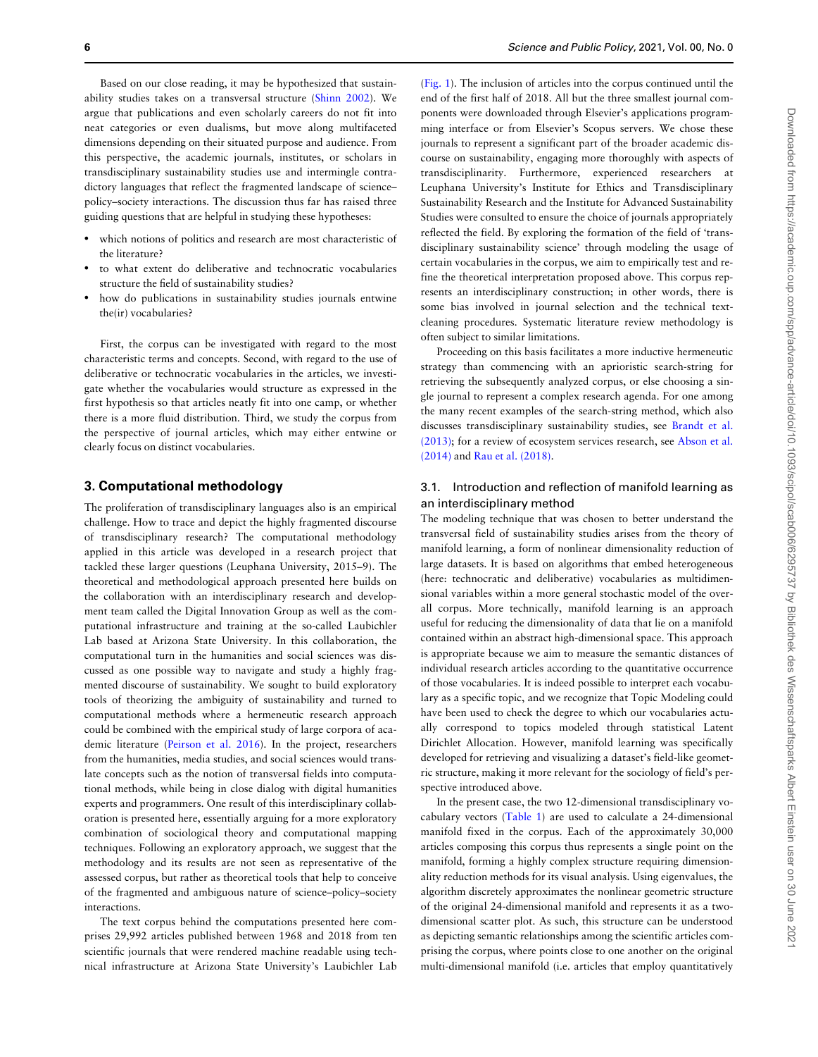Based on our close reading, it may be hypothesized that sustainability studies takes on a transversal structure (Shinn 2002). We argue that publications and even scholarly careers do not fit into neat categories or even dualisms, but move along multifaceted dimensions depending on their situated purpose and audience. From this perspective, the academic journals, institutes, or scholars in transdisciplinary sustainability studies use and intermingle contradictory languages that reflect the fragmented landscape of science–policy–society interactions. The discussion thus far has raised three guiding questions that are helpful in studying these hypotheses:

- which notions of politics and research are most characteristic of the literature?
- to what extent do deliberative and technocratic vocabularies structure the field of sustainability studies?
- how do publications in sustainability studies journals entwine the(ir) vocabularies?

First, the corpus can be investigated with regard to the most characteristic terms and concepts. Second, with regard to the use of deliberative or technocratic vocabularies in the articles, we investigate whether the vocabularies would structure as expressed in the first hypothesis so that articles neatly fit into one camp, or whether there is a more fluid distribution. Third, we study the corpus from the perspective of journal articles, which may either entwine or clearly focus on distinct vocabularies.

## 3. Computational methodology

The proliferation of transdisciplinary languages also is an empirical challenge. How to trace and depict the highly fragmented discourse of transdisciplinary research? The computational methodology applied in this article was developed in a research project that tackled these larger questions (Leuphana University, 2015–9). The theoretical and methodological approach presented here builds on the collaboration with an interdisciplinary research and development team called the Digital Innovation Group as well as the computational infrastructure and training at the so-called Laubichler Lab based at Arizona State University. In this collaboration, the computational turn in the humanities and social sciences was discussed as one possible way to navigate and study a highly fragmented discourse of sustainability. We sought to build exploratory tools of theorizing the ambiguity of sustainability and turned to computational methods where a hermeneutic research approach could be combined with the empirical study of large corpora of academic literature (Peirson et al. 2016). In the project, researchers from the humanities, media studies, and social sciences would translate concepts such as the notion of transversal fields into computational methods, while being in close dialog with digital humanities experts and programmers. One result of this interdisciplinary collaboration is presented here, essentially arguing for a more exploratory combination of sociological theory and computational mapping techniques. Following an exploratory approach, we suggest that the methodology and its results are not seen as representative of the assessed corpus, but rather as theoretical tools that help to conceive of the fragmented and ambiguous nature of science–policy–society interactions.

The text corpus behind the computations presented here comprises 29,992 articles published between 1968 and 2018 from ten scientific journals that were rendered machine readable using technical infrastructure at Arizona State University's Laubichler Lab (Fig. 1). The inclusion of articles into the corpus continued until the end of the first half of 2018. All but the three smallest journal components were downloaded through Elsevier's applications programming interface or from Elsevier's Scopus servers. We chose these journals to represent a significant part of the broader academic discourse on sustainability, engaging more thoroughly with aspects of transdisciplinarity. Furthermore, experienced researchers at Leuphana University's Institute for Ethics and Transdisciplinary Sustainability Research and the Institute for Advanced Sustainability Studies were consulted to ensure the choice of journals appropriately reflected the field. By exploring the formation of the field of 'transdisciplinary sustainability science' through modeling the usage of certain vocabularies in the corpus, we aim to empirically test and refine the theoretical interpretation proposed above. This corpus represents an interdisciplinary construction; in other words, there is some bias involved in journal selection and the technical text-cleaning procedures. Systematic literature review methodology is often subject to similar limitations.

Proceeding on this basis facilitates a more inductive hermeneutic strategy than commencing with an aprioristic search-string for retrieving the subsequently analyzed corpus, or else choosing a single journal to represent a complex research agenda. For one among the many recent examples of the search-string method, which also discusses transdisciplinary sustainability studies, see Brandt et al. (2013); for a review of ecosystem services research, see Abson et al. (2014) and Rau et al. (2018).

### 3.1. Introduction and reflection of manifold learning as an interdisciplinary method

The modeling technique that was chosen to better understand the transversal field of sustainability studies arises from the theory of manifold learning, a form of nonlinear dimensionality reduction of large datasets. It is based on algorithms that embed heterogeneous (here: technocratic and deliberative) vocabularies as multidimensional variables within a more general stochastic model of the overall corpus. More technically, manifold learning is an approach useful for reducing the dimensionality of data that lie on a manifold contained within an abstract high-dimensional space. This approach is appropriate because we aim to measure the semantic distances of individual research articles according to the quantitative occurrence of those vocabularies. It is indeed possible to interpret each vocabulary as a specific topic, and we recognize that Topic Modeling could have been used to check the degree to which our vocabularies actually correspond to topics modeled through statistical Latent Dirichlet Allocation. However, manifold learning was specifically developed for retrieving and visualizing a dataset's field-like geometric structure, making it more relevant for the sociology of field's perspective introduced above.

In the present case, the two 12-dimensional transdisciplinary vocabulary vectors (Table 1) are used to calculate a 24-dimensional manifold fixed in the corpus. Each of the approximately 30,000 articles composing this corpus thus represents a single point on the manifold, forming a highly complex structure requiring dimensionality reduction methods for its visual analysis. Using eigenvalues, the algorithm discretely approximates the nonlinear geometric structure of the original 24-dimensional manifold and represents it as a two-dimensional scatter plot. As such, this structure can be understood as depicting semantic relationships among the scientific articles comprising the corpus, where points close to one another on the original multi-dimensional manifold (i.e. articles that employ quantitatively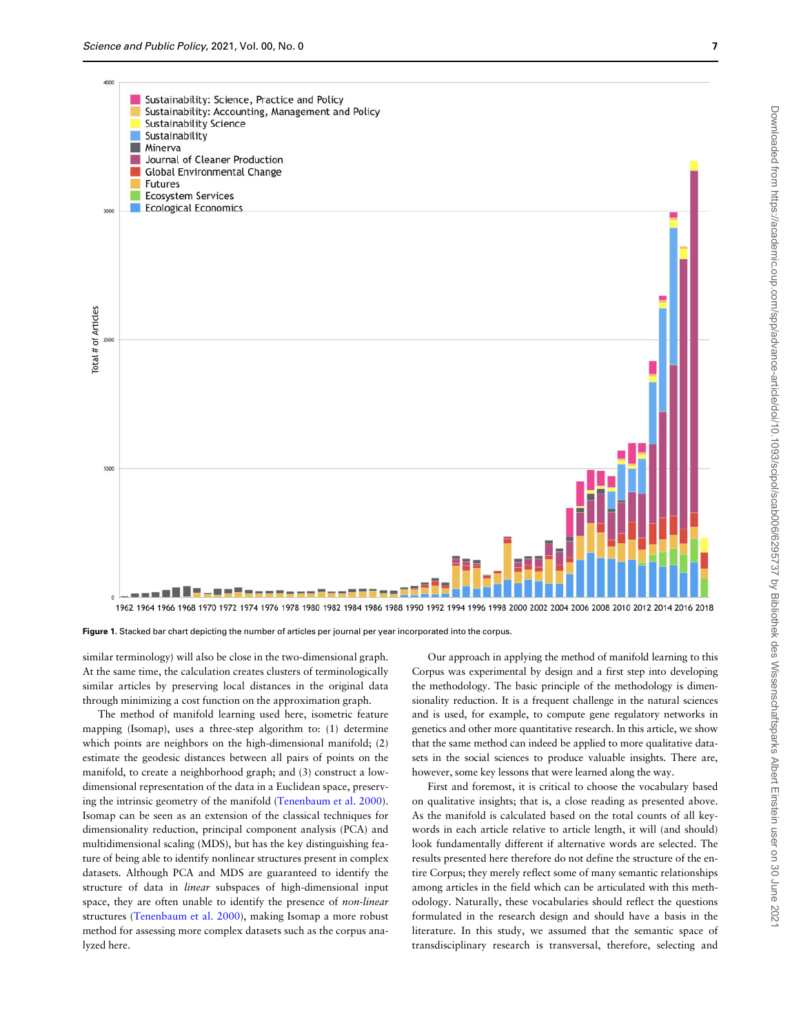Figure 1. Stacked bar chart depicting the number of articles per journal per year incorporated into the corpus.

similar terminology) will also be close in the two-dimensional graph. At the same time, the calculation creates clusters of terminologically similar articles by preserving local distances in the original data through minimizing a cost function on the approximation graph.

The method of manifold learning used here, isometric feature mapping (Isomap), uses a three-step algorithm to: (1) determine which points are neighbors on the high-dimensional manifold; (2) estimate the geodesic distances between all pairs of points on the manifold, to create a neighborhood graph; and (3) construct a low-dimensional representation of the data in a Euclidean space, preserving the intrinsic geometry of the manifold (Tenenbaum et al. 2000). Isomap can be seen as an extension of the classical techniques for dimensionality reduction, principal component analysis (PCA) and multidimensional scaling (MDS), but has the key distinguishing feature of being able to identify nonlinear structures present in complex datasets. Although PCA and MDS are guaranteed to identify the structure of data in *linear* subspaces of high-dimensional input space, they are often unable to identify the presence of *non-linear* structures (Tenenbaum et al. 2000), making Isomap a more robust method for assessing more complex datasets such as the corpus analyzed here.

Our approach in applying the method of manifold learning to this Corpus was experimental by design and a first step into developing the methodology. The basic principle of the methodology is dimensionality reduction. It is a frequent challenge in the natural sciences and is used, for example, to compute gene regulatory networks in genetics and other more quantitative research. In this article, we show that the same method can indeed be applied to more qualitative datasets in the social sciences to produce valuable insights. There are, however, some key lessons that were learned along the way.

First and foremost, it is critical to choose the vocabulary based on qualitative insights; that is, a close reading as presented above. As the manifold is calculated based on the total counts of all keywords in each article relative to article length, it will (and should) look fundamentally different if alternative words are selected. The results presented here therefore do not define the structure of the entire Corpus; they merely reflect some of many semantic relationships among articles in the field which can be articulated with this methodology. Naturally, these vocabularies should reflect the questions formulated in the research design and should have a basis in the literature. In this study, we assumed that the semantic space of transdisciplinary research is transversal, therefore, selecting and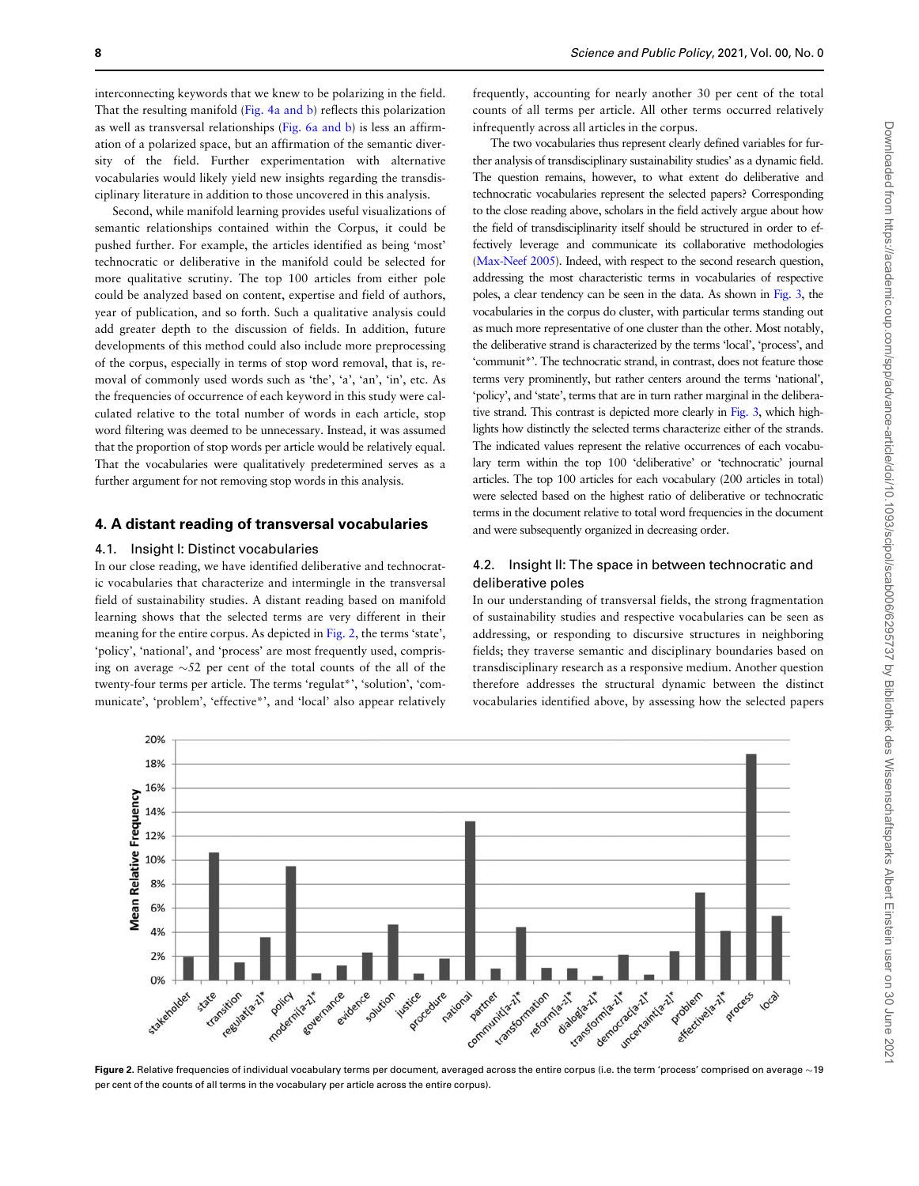interconnecting keywords that we knew to be polarizing in the field. That the resulting manifold (Fig. 4a and b) reflects this polarization as well as transversal relationships (Fig. 6a and b) is less an affirmation of a polarized space, but an affirmation of the semantic diversity of the field. Further experimentation with alternative vocabularies would likely yield new insights regarding the transdisciplinary literature in addition to those uncovered in this analysis.

Second, while manifold learning provides useful visualizations of semantic relationships contained within the Corpus, it could be pushed further. For example, the articles identified as being 'most' technocratic or deliberative in the manifold could be selected for more qualitative scrutiny. The top 100 articles from either pole could be analyzed based on content, expertise and field of authors, year of publication, and so forth. Such a qualitative analysis could add greater depth to the discussion of fields. In addition, future developments of this method could also include more preprocessing of the corpus, especially in terms of stop word removal, that is, removal of commonly used words such as 'the', 'a', 'an', 'in', etc. As the frequencies of occurrence of each keyword in this study were calculated relative to the total number of words in each article, stop word filtering was deemed to be unnecessary. Instead, it was assumed that the proportion of stop words per article would be relatively equal. That the vocabularies were qualitatively predetermined serves as a further argument for not removing stop words in this analysis.

## 4. A distant reading of transversal vocabularies

### 4.1. Insight I: Distinct vocabularies

In our close reading, we have identified deliberative and technocratic vocabularies that characterize and intermingle in the transversal field of sustainability studies. A distant reading based on manifold learning shows that the selected terms are very different in their meaning for the entire corpus. As depicted in Fig. 2, the terms 'state', 'policy', 'national', and 'process' are most frequently used, comprising on average ~52 per cent of the total counts of the all of the twenty-four terms per article. The terms 'regulat*', 'solution', 'communicate', 'problem', 'effective*', and 'local' also appear relatively frequently, accounting for nearly another 30 per cent of the total counts of all terms per article. All other terms occurred relatively infrequently across all articles in the corpus.

The two vocabularies thus represent clearly defined variables for further analysis of transdisciplinary sustainability studies' as a dynamic field. The question remains, however, to what extent do deliberative and technocratic vocabularies represent the selected papers? Corresponding to the close reading above, scholars in the field actively argue about how the field of transdisciplinarity itself should be structured in order to effectively leverage and communicate its collaborative methodologies (Max-Neef 2005). Indeed, with respect to the second research question, addressing the most characteristic terms in vocabularies of respective poles, a clear tendency can be seen in the data. As shown in Fig. 3, the vocabularies in the corpus do cluster, with particular terms standing out as much more representative of one cluster than the other. Most notably, the deliberative strand is characterized by the terms 'local', 'process', and 'communit*'. The technocratic strand, in contrast, does not feature those terms very prominently, but rather centers around the terms 'national', 'policy', and 'state', terms that are in turn rather marginal in the deliberative strand. This contrast is depicted more clearly in Fig. 3, which highlights how distinctly the selected terms characterize either of the strands. The indicated values represent the relative occurrences of each vocabulary term within the top 100 'deliberative' or 'technocratic' journal articles. The top 100 articles for each vocabulary (200 articles in total) were selected based on the highest ratio of deliberative or technocratic terms in the document relative to total word frequencies in the document and were subsequently organized in decreasing order.

### 4.2. Insight II: The space in between technocratic and deliberative poles

In our understanding of transversal fields, the strong fragmentation of sustainability studies and respective vocabularies can be seen as addressing, or responding to discursive structures in neighboring fields; they traverse semantic and disciplinary boundaries based on transdisciplinary research as a responsive medium. Another question therefore addresses the structural dynamic between the distinct vocabularies identified above, by assessing how the selected papers

| Term | Mean Relative Frequency (approx.) |
|---|---|
| stakeholder | 2% |
| state | 10.6% |
| transition | 1.5% |
| regulat[a-z]* | 3.6% |
| policy | 9.5% |
| moderni[a-z]* | 0.6% |
| governance | 1.2% |
| evidence | 2.3% |
| solution | 4.6% |
| justice | 0.6% |
| procedure | 1.8% |
| national | 13.2% |
| partner | 1% |
| communit[a-z]* | 4.4% |
| transformation | 1% |
| reform[a-z]* | 1% |
| dialog[a-z]* | 0.4% |
| transform[a-z]* | 2.1% |
| democrac[a-z]* | 0.5% |
| uncertaint[a-z]* | 2.4% |
| problem | 7.3% |
| effective[a-z]* | 4.1% |
| process | 18.8% |
| local | 5.3% |

**Figure 2.** Relative frequencies of individual vocabulary terms per document, averaged across the entire corpus (i.e. the term 'process' comprised on average ~19 per cent of the counts of all terms in the vocabulary per article across the entire corpus).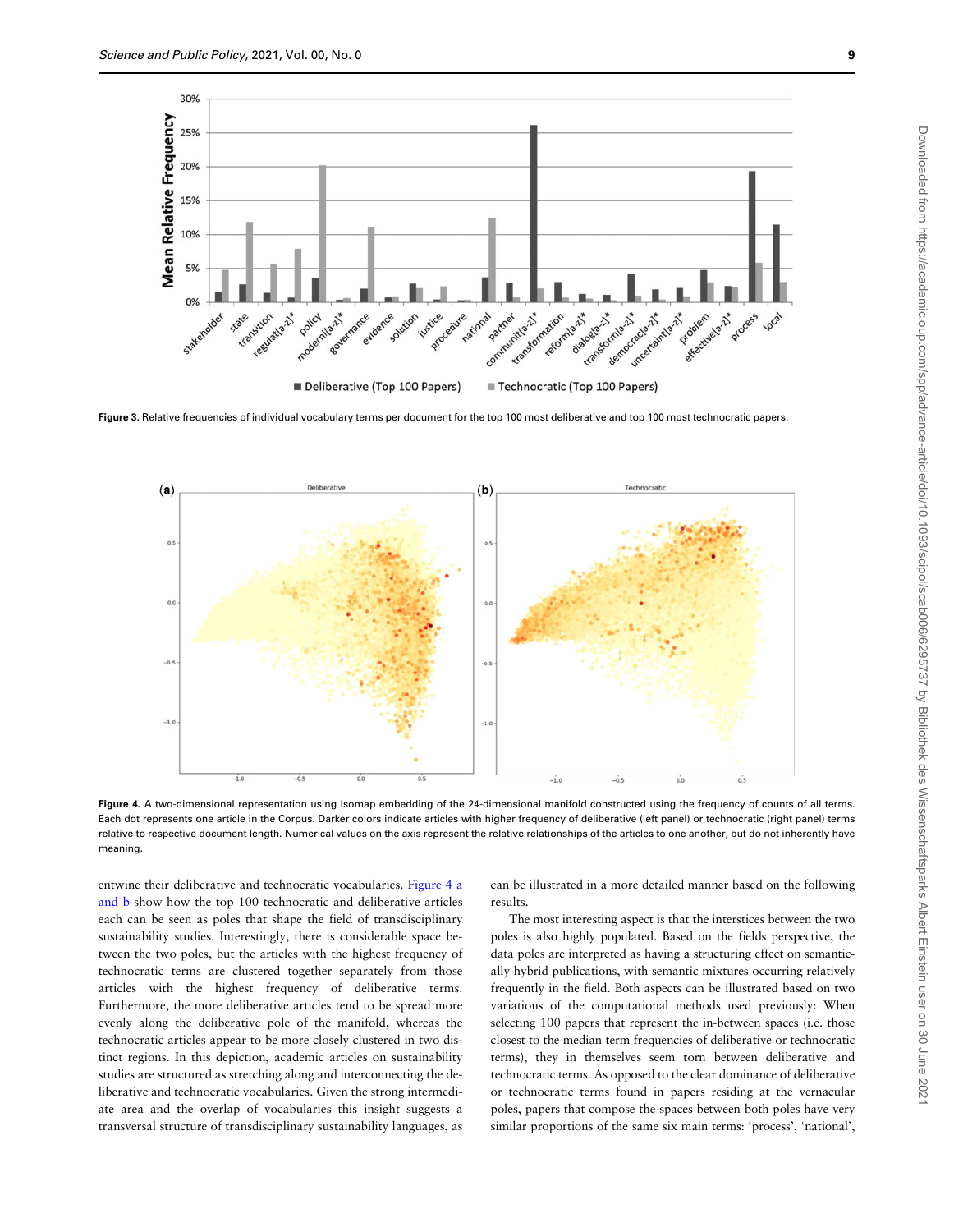**Figure 3.** Relative frequencies of individual vocabulary terms per document for the top 100 most deliberative and top 100 most technocratic papers.

**Figure 4.** A two-dimensional representation using Isomap embedding of the 24-dimensional manifold constructed using the frequency of counts of all terms. Each dot represents one article in the Corpus. Darker colors indicate articles with higher frequency of deliberative (left panel) or technocratic (right panel) terms relative to respective document length. Numerical values on the axis represent the relative relationships of the articles to one another, but do not inherently have meaning.

entwine their deliberative and technocratic vocabularies. Figure 4 a and b show how the top 100 technocratic and deliberative articles each can be seen as poles that shape the field of transdisciplinary sustainability studies. Interestingly, there is considerable space between the two poles, but the articles with the highest frequency of technocratic terms are clustered together separately from those articles with the highest frequency of deliberative terms. Furthermore, the more deliberative articles tend to be spread more evenly along the deliberative pole of the manifold, whereas the technocratic articles appear to be more closely clustered in two distinct regions. In this depiction, academic articles on sustainability studies are structured as stretching along and interconnecting the deliberative and technocratic vocabularies. Given the strong intermediate area and the overlap of vocabularies this insight suggests a transversal structure of transdisciplinary sustainability languages, as can be illustrated in a more detailed manner based on the following results.

The most interesting aspect is that the interstices between the two poles is also highly populated. Based on the fields perspective, the data poles are interpreted as having a structuring effect on semantically hybrid publications, with semantic mixtures occurring relatively frequently in the field. Both aspects can be illustrated based on two variations of the computational methods used previously: When selecting 100 papers that represent the in-between spaces (i.e. those closest to the median term frequencies of deliberative or technocratic terms), they in themselves seem torn between deliberative and technocratic terms. As opposed to the clear dominance of deliberative or technocratic terms found in papers residing at the vernacular poles, papers that compose the spaces between both poles have very similar proportions of the same six main terms: 'process', 'national',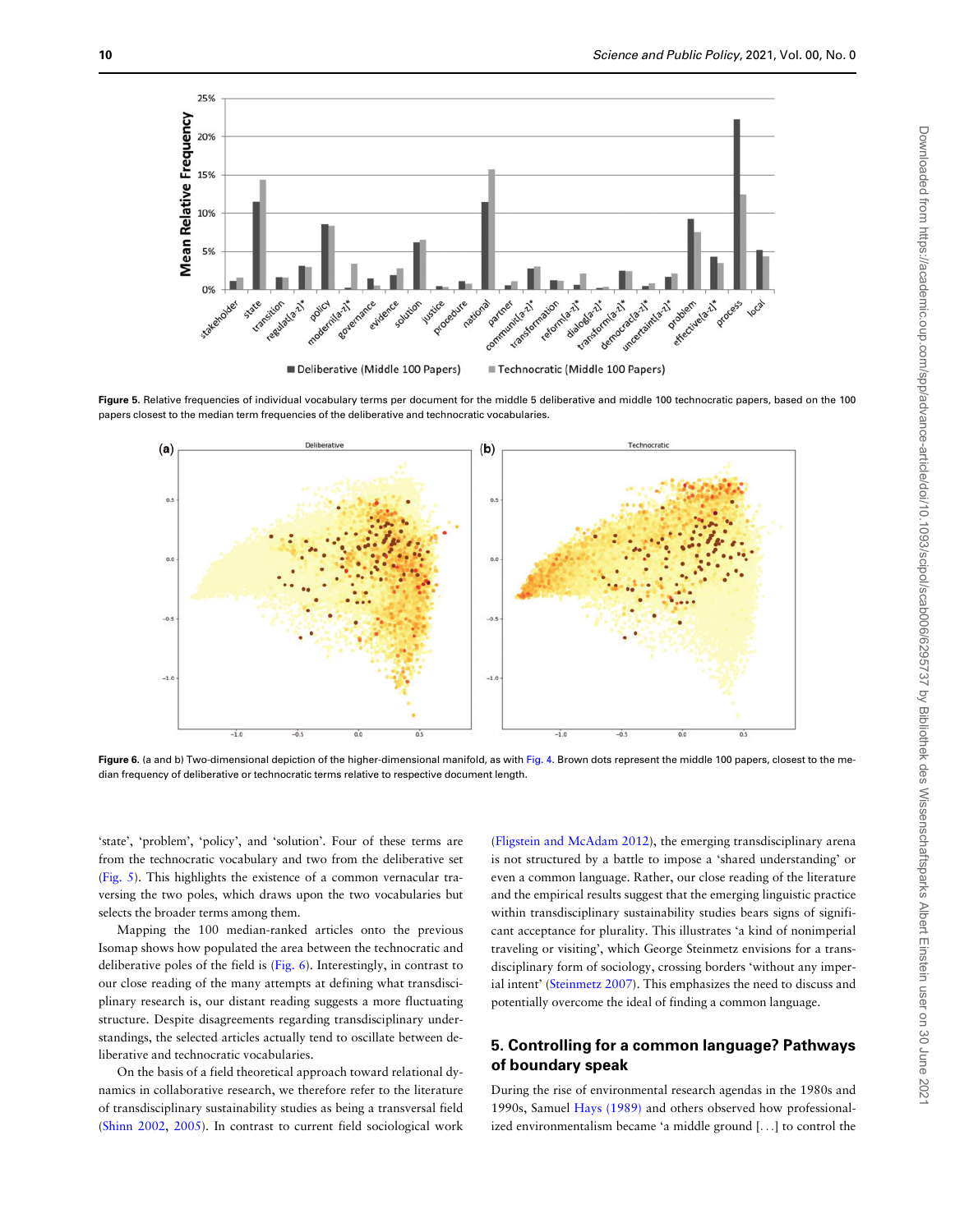Figure 5. Relative frequencies of individual vocabulary terms per document for the middle 5 deliberative and middle 100 technocratic papers, based on the 100 papers closest to the median term frequencies of the deliberative and technocratic vocabularies.

Figure 6. (a and b) Two-dimensional depiction of the higher-dimensional manifold, as with Fig. 4. Brown dots represent the middle 100 papers, closest to the median frequency of deliberative or technocratic terms relative to respective document length.

'state', 'problem', 'policy', and 'solution'. Four of these terms are from the technocratic vocabulary and two from the deliberative set (Fig. 5). This highlights the existence of a common vernacular traversing the two poles, which draws upon the two vocabularies but selects the broader terms among them.

Mapping the 100 median-ranked articles onto the previous Isomap shows how populated the area between the technocratic and deliberative poles of the field is (Fig. 6). Interestingly, in contrast to our close reading of the many attempts at defining what transdisciplinary research is, our distant reading suggests a more fluctuating structure. Despite disagreements regarding transdisciplinary understandings, the selected articles actually tend to oscillate between deliberative and technocratic vocabularies.

On the basis of a field theoretical approach toward relational dynamics in collaborative research, we therefore refer to the literature of transdisciplinary sustainability studies as being a transversal field (Shinn 2002, 2005). In contrast to current field sociological work (Fligstein and McAdam 2012), the emerging transdisciplinary arena is not structured by a battle to impose a 'shared understanding' or even a common language. Rather, our close reading of the literature and the empirical results suggest that the emerging linguistic practice within transdisciplinary sustainability studies bears signs of significant acceptance for plurality. This illustrates 'a kind of nonimperial traveling or visiting', which George Steinmetz envisions for a transdisciplinary form of sociology, crossing borders 'without any imperial intent' (Steinmetz 2007). This emphasizes the need to discuss and potentially overcome the ideal of finding a common language.

## 5. Controlling for a common language? Pathways of boundary speak

During the rise of environmental research agendas in the 1980s and 1990s, Samuel Hays (1989) and others observed how professionalized environmentalism became 'a middle ground [. . .] to control the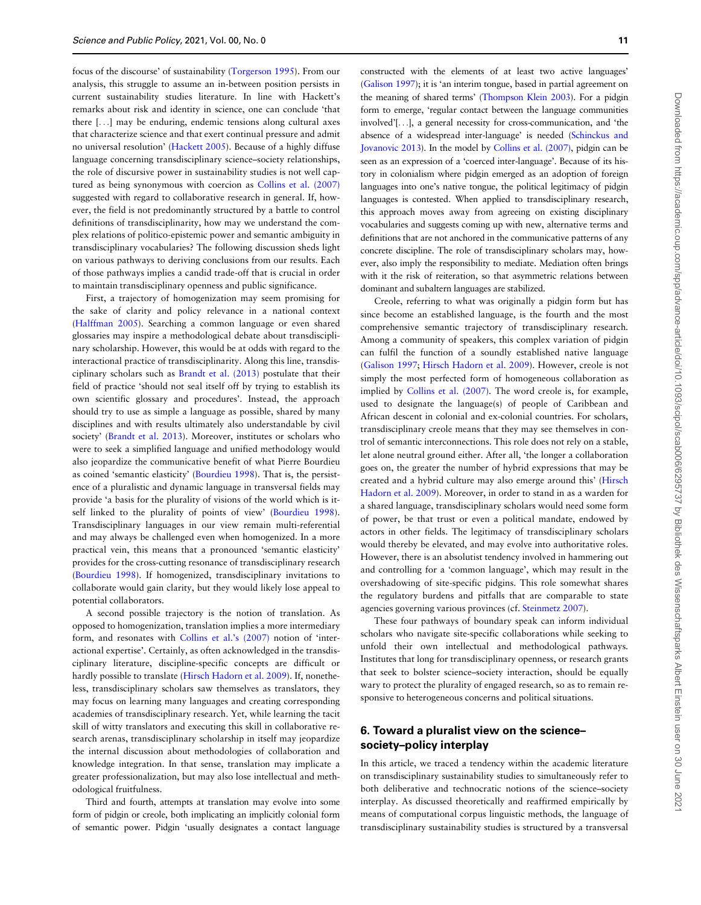focus of the discourse' of sustainability (Torgerson 1995). From our analysis, this struggle to assume an in-between position persists in current sustainability studies literature. In line with Hackett's remarks about risk and identity in science, one can conclude 'that there [...] may be enduring, endemic tensions along cultural axes that characterize science and that exert continual pressure and admit no universal resolution' (Hackett 2005). Because of a highly diffuse language concerning transdisciplinary science–society relationships, the role of discursive power in sustainability studies is not well captured as being synonymous with coercion as Collins et al. (2007) suggested with regard to collaborative research in general. If, however, the field is not predominantly structured by a battle to control definitions of transdisciplinarity, how may we understand the complex relations of politico-epistemic power and semantic ambiguity in transdisciplinary vocabularies? The following discussion sheds light on various pathways to deriving conclusions from our results. Each of those pathways implies a candid trade-off that is crucial in order to maintain transdisciplinary openness and public significance.

First, a trajectory of homogenization may seem promising for the sake of clarity and policy relevance in a national context (Halffman 2005). Searching a common language or even shared glossaries may inspire a methodological debate about transdisciplinary scholarship. However, this would be at odds with regard to the interactional practice of transdisciplinarity. Along this line, transdisciplinary scholars such as Brandt et al. (2013) postulate that their field of practice 'should not seal itself off by trying to establish its own scientific glossary and procedures'. Instead, the approach should try to use as simple a language as possible, shared by many disciplines and with results ultimately also understandable by civil society' (Brandt et al. 2013). Moreover, institutes or scholars who were to seek a simplified language and unified methodology would also jeopardize the communicative benefit of what Pierre Bourdieu as coined 'semantic elasticity' (Bourdieu 1998). That is, the persistence of a pluralistic and dynamic language in transversal fields may provide 'a basis for the plurality of visions of the world which is itself linked to the plurality of points of view' (Bourdieu 1998). Transdisciplinary languages in our view remain multi-referential and may always be challenged even when homogenized. In a more practical vein, this means that a pronounced 'semantic elasticity' provides for the cross-cutting resonance of transdisciplinary research (Bourdieu 1998). If homogenized, transdisciplinary invitations to collaborate would gain clarity, but they would likely lose appeal to potential collaborators.

A second possible trajectory is the notion of translation. As opposed to homogenization, translation implies a more intermediary form, and resonates with Collins et al.'s (2007) notion of 'interactional expertise'. Certainly, as often acknowledged in the transdisciplinary literature, discipline-specific concepts are difficult or hardly possible to translate (Hirsch Hadorn et al. 2009). If, nonetheless, transdisciplinary scholars saw themselves as translators, they may focus on learning many languages and creating corresponding academies of transdisciplinary research. Yet, while learning the tacit skill of witty translators and executing this skill in collaborative research arenas, transdisciplinary scholarship in itself may jeopardize the internal discussion about methodologies of collaboration and knowledge integration. In that sense, translation may implicate a greater professionalization, but may also lose intellectual and methodological fruitfulness.

Third and fourth, attempts at translation may evolve into some form of pidgin or creole, both implicating an implicitly colonial form of semantic power. Pidgin 'usually designates a contact language constructed with the elements of at least two active languages' (Galison 1997); it is 'an interim tongue, based in partial agreement on the meaning of shared terms' (Thompson Klein 2003). For a pidgin form to emerge, 'regular contact between the language communities involved'[...], a general necessity for cross-communication, and 'the absence of a widespread inter-language' is needed (Schinckus and Jovanovic 2013). In the model by Collins et al. (2007), pidgin can be seen as an expression of a 'coerced inter-language'. Because of its history in colonialism where pidgin emerged as an adoption of foreign languages into one's native tongue, the political legitimacy of pidgin languages is contested. When applied to transdisciplinary research, this approach moves away from agreeing on existing disciplinary vocabularies and suggests coming up with new, alternative terms and definitions that are not anchored in the communicative patterns of any concrete discipline. The role of transdisciplinary scholars may, however, also imply the responsibility to mediate. Mediation often brings with it the risk of reiteration, so that asymmetric relations between dominant and subaltern languages are stabilized.

Creole, referring to what was originally a pidgin form but has since become an established language, is the fourth and the most comprehensive semantic trajectory of transdisciplinary research. Among a community of speakers, this complex variation of pidgin can fulfil the function of a soundly established native language (Galison 1997; Hirsch Hadorn et al. 2009). However, creole is not simply the most perfected form of homogeneous collaboration as implied by Collins et al. (2007). The word creole is, for example, used to designate the language(s) of people of Caribbean and African descent in colonial and ex-colonial countries. For scholars, transdisciplinary creole means that they may see themselves in control of semantic interconnections. This role does not rely on a stable, let alone neutral ground either. After all, 'the longer a collaboration goes on, the greater the number of hybrid expressions that may be created and a hybrid culture may also emerge around this' (Hirsch Hadorn et al. 2009). Moreover, in order to stand in as a warden for a shared language, transdisciplinary scholars would need some form of power, be that trust or even a political mandate, endowed by actors in other fields. The legitimacy of transdisciplinary scholars would thereby be elevated, and may evolve into authoritative roles. However, there is an absolutist tendency involved in hammering out and controlling for a 'common language', which may result in the overshadowing of site-specific pidgins. This role somewhat shares the regulatory burdens and pitfalls that are comparable to state agencies governing various provinces (cf. Steinmetz 2007).

These four pathways of boundary speak can inform individual scholars who navigate site-specific collaborations while seeking to unfold their own intellectual and methodological pathways. Institutes that long for transdisciplinary openness, or research grants that seek to bolster science–society interaction, should be equally wary to protect the plurality of engaged research, so as to remain responsive to heterogeneous concerns and political situations.

## 6. Toward a pluralist view on the science–society–policy interplay

In this article, we traced a tendency within the academic literature on transdisciplinary sustainability studies to simultaneously refer to both deliberative and technocratic notions of the science–society interplay. As discussed theoretically and reaffirmed empirically by means of computational corpus linguistic methods, the language of transdisciplinary sustainability studies is structured by a transversal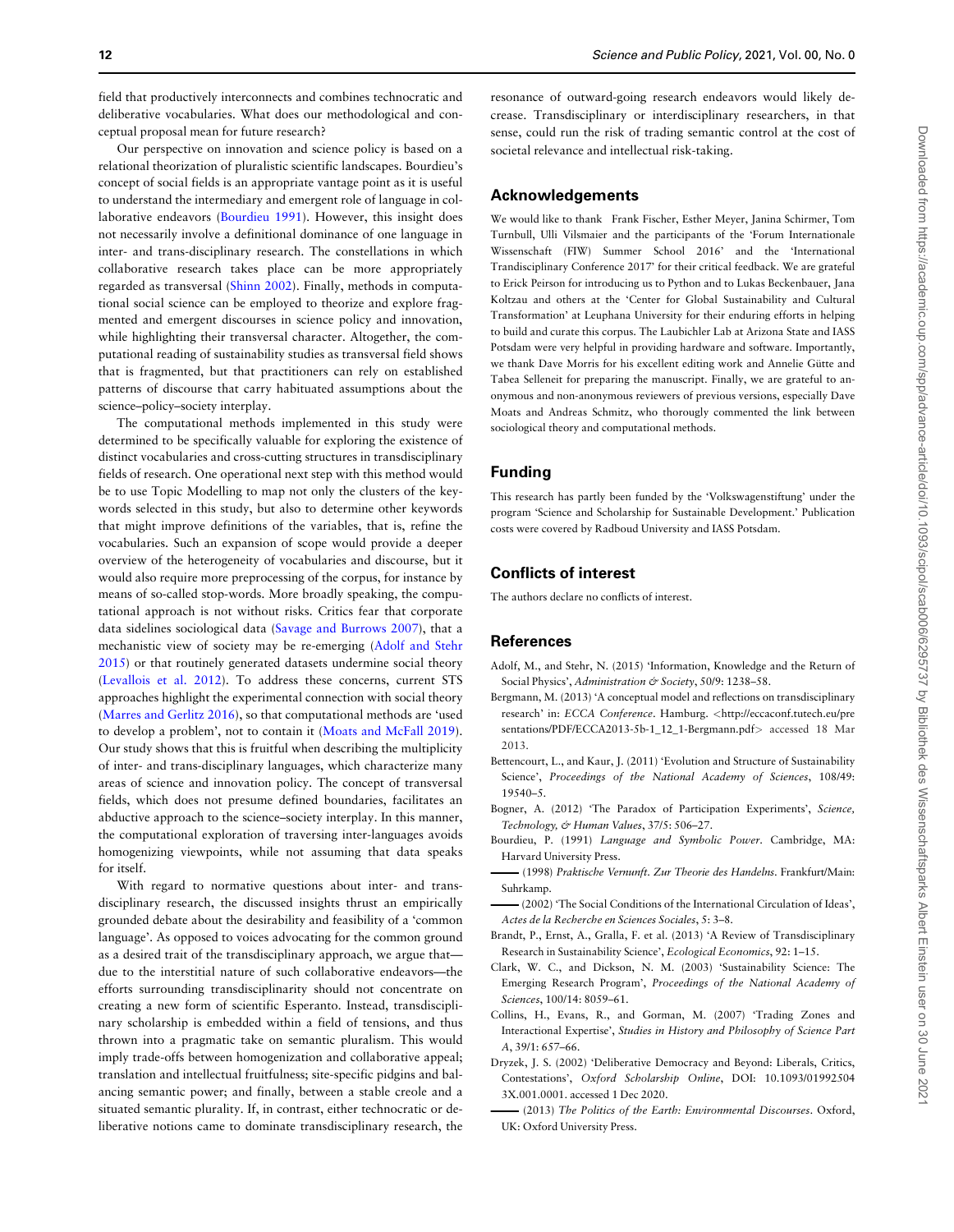field that productively interconnects and combines technocratic and deliberative vocabularies. What does our methodological and conceptual proposal mean for future research?

Our perspective on innovation and science policy is based on a relational theorization of pluralistic scientific landscapes. Bourdieu's concept of social fields is an appropriate vantage point as it is useful to understand the intermediary and emergent role of language in collaborative endeavors (Bourdieu 1991). However, this insight does not necessarily involve a definitional dominance of one language in inter- and trans-disciplinary research. The constellations in which collaborative research takes place can be more appropriately regarded as transversal (Shinn 2002). Finally, methods in computational social science can be employed to theorize and explore fragmented and emergent discourses in science policy and innovation, while highlighting their transversal character. Altogether, the computational reading of sustainability studies as transversal field shows that is fragmented, but that practitioners can rely on established patterns of discourse that carry habituated assumptions about the science–policy–society interplay.

The computational methods implemented in this study were determined to be specifically valuable for exploring the existence of distinct vocabularies and cross-cutting structures in transdisciplinary fields of research. One operational next step with this method would be to use Topic Modelling to map not only the clusters of the keywords selected in this study, but also to determine other keywords that might improve definitions of the variables, that is, refine the vocabularies. Such an expansion of scope would provide a deeper overview of the heterogeneity of vocabularies and discourse, but it would also require more preprocessing of the corpus, for instance by means of so-called stop-words. More broadly speaking, the computational approach is not without risks. Critics fear that corporate data sidelines sociological data (Savage and Burrows 2007), that a mechanistic view of society may be re-emerging (Adolf and Stehr 2015) or that routinely generated datasets undermine social theory (Levallois et al. 2012). To address these concerns, current STS approaches highlight the experimental connection with social theory (Marres and Gerlitz 2016), so that computational methods are 'used to develop a problem', not to contain it (Moats and McFall 2019). Our study shows that this is fruitful when describing the multiplicity of inter- and trans-disciplinary languages, which characterize many areas of science and innovation policy. The concept of transversal fields, which does not presume defined boundaries, facilitates an abductive approach to the science–society interplay. In this manner, the computational exploration of traversing inter-languages avoids homogenizing viewpoints, while not assuming that data speaks for itself.

With regard to normative questions about inter- and trans-disciplinary research, the discussed insights thrust an empirically grounded debate about the desirability and feasibility of a 'common language'. As opposed to voices advocating for the common ground as a desired trait of the transdisciplinary approach, we argue that—due to the interstitial nature of such collaborative endeavors—the efforts surrounding transdisciplinarity should not concentrate on creating a new form of scientific Esperanto. Instead, transdisciplinary scholarship is embedded within a field of tensions, and thus thrown into a pragmatic take on semantic pluralism. This would imply trade-offs between homogenization and collaborative appeal; translation and intellectual fruitfulness; site-specific pidgins and balancing semantic power; and finally, between a stable creole and a situated semantic plurality. If, in contrast, either technocratic or deliberative notions came to dominate transdisciplinary research, the resonance of outward-going research endeavors would likely decrease. Transdisciplinary or interdisciplinary researchers, in that sense, could run the risk of trading semantic control at the cost of societal relevance and intellectual risk-taking.

## Acknowledgements

We would like to thank Frank Fischer, Esther Meyer, Janina Schirmer, Tom Turnbull, Ulli Vilsmaier and the participants of the 'Forum Internationale Wissenschaft (FIW) Summer School 2016' and the 'International Trandisciplinary Conference 2017' for their critical feedback. We are grateful to Erick Peirson for introducing us to Python and to Lukas Beckenbauer, Jana Koltzau and others at the 'Center for Global Sustainability and Cultural Transformation' at Leuphana University for their enduring efforts in helping to build and curate this corpus. The Laubichler Lab at Arizona State and IASS Potsdam were very helpful in providing hardware and software. Importantly, we thank Dave Morris for his excellent editing work and Annelie Gütte and Tabea Selleneit for preparing the manuscript. Finally, we are grateful to anonymous and non-anonymous reviewers of previous versions, especially Dave Moats and Andreas Schmitz, who thorougly commented the link between sociological theory and computational methods.

## Funding

This research has partly been funded by the 'Volkswagenstiftung' under the program 'Science and Scholarship for Sustainable Development.' Publication costs were covered by Radboud University and IASS Potsdam.

## Conflicts of interest

The authors declare no conflicts of interest.

## References

Adolf, M., and Stehr, N. (2015) 'Information, Knowledge and the Return of Social Physics', *Administration & Society*, 50/9: 1238–58.

Bergmann, M. (2013) 'A conceptual model and reflections on transdisciplinary research' in: *ECCA Conference*. Hamburg. <http://eccaconf.tutech.eu/presentations/PDF/ECCA2013-5b-1_12_1-Bergmann.pdf> accessed 18 Mar 2013.

Bettencourt, L., and Kaur, J. (2011) 'Evolution and Structure of Sustainability Science', *Proceedings of the National Academy of Sciences*, 108/49: 19540–5.

Bogner, A. (2012) 'The Paradox of Participation Experiments', *Science, Technology, & Human Values*, 37/5: 506–27.

Bourdieu, P. (1991) *Language and Symbolic Power*. Cambridge, MA: Harvard University Press.

—— (1998) *Praktische Vernunft. Zur Theorie des Handelns*. Frankfurt/Main: Suhrkamp.

—— (2002) 'The Social Conditions of the International Circulation of Ideas', *Actes de la Recherche en Sciences Sociales*, 5: 3–8.

Brandt, P., Ernst, A., Gralla, F. et al. (2013) 'A Review of Transdisciplinary Research in Sustainability Science', *Ecological Economics*, 92: 1–15.

Clark, W. C., and Dickson, N. M. (2003) 'Sustainability Science: The Emerging Research Program', *Proceedings of the National Academy of Sciences*, 100/14: 8059–61.

Collins, H., Evans, R., and Gorman, M. (2007) 'Trading Zones and Interactional Expertise', *Studies in History and Philosophy of Science Part A*, 39/1: 657–66.

Dryzek, J. S. (2002) 'Deliberative Democracy and Beyond: Liberals, Critics, Contestations', *Oxford Scholarship Online*, DOI: 10.1093/019925043X.001.0001. accessed 1 Dec 2020.

—— (2013) *The Politics of the Earth: Environmental Discourses*. Oxford, UK: Oxford University Press.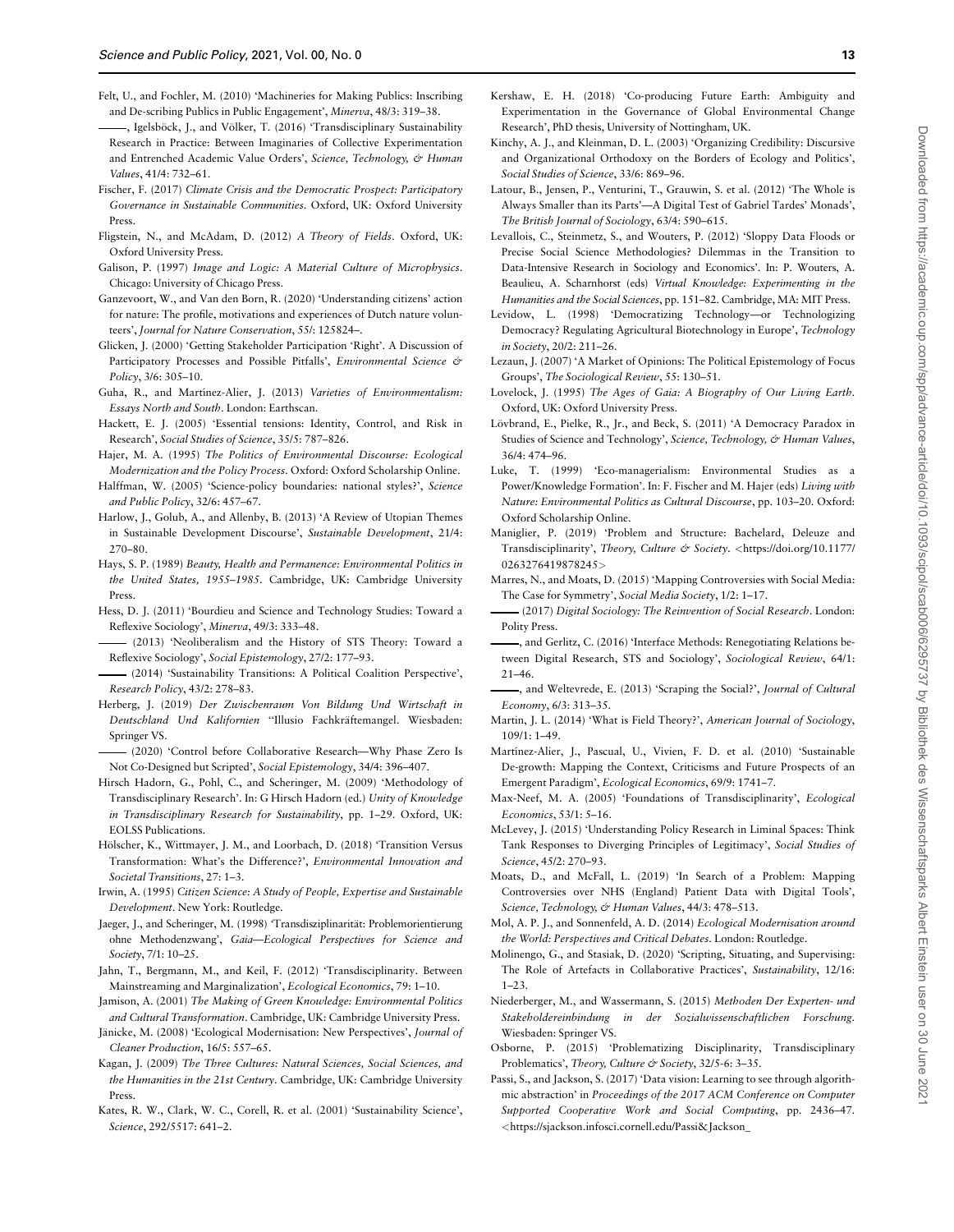Felt, U., and Fochler, M. (2010) 'Machineries for Making Publics: Inscribing and De-scribing Publics in Public Engagement', *Minerva*, 48/3: 319–38.

——, Igelsböck, J., and Völker, T. (2016) 'Transdisciplinary Sustainability Research in Practice: Between Imaginaries of Collective Experimentation and Entrenched Academic Value Orders', *Science, Technology, & Human Values*, 41/4: 732–61.

Fischer, F. (2017) *Climate Crisis and the Democratic Prospect: Participatory Governance in Sustainable Communities*. Oxford, UK: Oxford University Press.

Fligstein, N., and McAdam, D. (2012) *A Theory of Fields*. Oxford, UK: Oxford University Press.

Galison, P. (1997) *Image and Logic: A Material Culture of Microphysics*. Chicago: University of Chicago Press.

Ganzevoort, W., and Van den Born, R. (2020) 'Understanding citizens' action for nature: The profile, motivations and experiences of Dutch nature volunteers', *Journal for Nature Conservation*, 55/: 125824–.

Glicken, J. (2000) 'Getting Stakeholder Participation 'Right'. A Discussion of Participatory Processes and Possible Pitfalls', *Environmental Science & Policy*, 3/6: 305–10.

Guha, R., and Martínez-Alier, J. (2013) *Varieties of Environmentalism: Essays North and South*. London: Earthscan.

Hackett, E. J. (2005) 'Essential tensions: Identity, Control, and Risk in Research', *Social Studies of Science*, 35/5: 787–826.

Hajer, M. A. (1995) *The Politics of Environmental Discourse: Ecological Modernization and the Policy Process*. Oxford: Oxford Scholarship Online.

Halffman, W. (2005) 'Science-policy boundaries: national styles?', *Science and Public Policy*, 32/6: 457–67.

Harlow, J., Golub, A., and Allenby, B. (2013) 'A Review of Utopian Themes in Sustainable Development Discourse', *Sustainable Development*, 21/4: 270–80.

Hays, S. P. (1989) *Beauty, Health and Permanence: Environmental Politics in the United States, 1955–1985*. Cambridge, UK: Cambridge University Press.

Hess, D. J. (2011) 'Bourdieu and Science and Technology Studies: Toward a Reflexive Sociology', *Minerva*, 49/3: 333–48.

—— (2013) 'Neoliberalism and the History of STS Theory: Toward a Reflexive Sociology', *Social Epistemology*, 27/2: 177–93.

—— (2014) 'Sustainability Transitions: A Political Coalition Perspective', *Research Policy*, 43/2: 278–83.

Herberg, J. (2019) *Der Zwischenraum Von Bildung Und Wirtschaft in Deutschland Und Kalifornien* "Illusio Fachkräftemangel. Wiesbaden: Springer VS.

—— (2020) 'Control before Collaborative Research—Why Phase Zero Is Not Co-Designed but Scripted', *Social Epistemology*, 34/4: 396–407.

Hirsch Hadorn, G., Pohl, C., and Scheringer, M. (2009) 'Methodology of Transdisciplinary Research'. In: G Hirsch Hadorn (ed.) *Unity of Knowledge in Transdisciplinary Research for Sustainability*, pp. 1–29. Oxford, UK: EOLSS Publications.

Hölscher, K., Wittmayer, J. M., and Loorbach, D. (2018) 'Transition Versus Transformation: What's the Difference?', *Environmental Innovation and Societal Transitions*, 27: 1–3.

Irwin, A. (1995) *Citizen Science: A Study of People, Expertise and Sustainable Development*. New York: Routledge.

Jaeger, J., and Scheringer, M. (1998) 'Transdisziplinarität: Problemorientierung ohne Methodenzwang', *Gaia—Ecological Perspectives for Science and Society*, 7/1: 10–25.

Jahn, T., Bergmann, M., and Keil, F. (2012) 'Transdisciplinarity. Between Mainstreaming and Marginalization', *Ecological Economics*, 79: 1–10.

Jamison, A. (2001) *The Making of Green Knowledge: Environmental Politics and Cultural Transformation*. Cambridge, UK: Cambridge University Press.

Jänicke, M. (2008) 'Ecological Modernisation: New Perspectives', *Journal of Cleaner Production*, 16/5: 557–65.

Kagan, J. (2009) *The Three Cultures: Natural Sciences, Social Sciences, and the Humanities in the 21st Century*. Cambridge, UK: Cambridge University Press.

Kates, R. W., Clark, W. C., Corell, R. et al. (2001) 'Sustainability Science', *Science*, 292/5517: 641–2.

Kershaw, E. H. (2018) 'Co-producing Future Earth: Ambiguity and Experimentation in the Governance of Global Environmental Change Research', PhD thesis, University of Nottingham, UK.

Kinchy, A. J., and Kleinman, D. L. (2003) 'Organizing Credibility: Discursive and Organizational Orthodoxy on the Borders of Ecology and Politics', *Social Studies of Science*, 33/6: 869–96.

Latour, B., Jensen, P., Venturini, T., Grauwin, S. et al. (2012) 'The Whole is Always Smaller than its Parts'—A Digital Test of Gabriel Tardes' Monads', *The British Journal of Sociology*, 63/4: 590–615.

Levallois, C., Steinmetz, S., and Wouters, P. (2012) 'Sloppy Data Floods or Precise Social Science Methodologies? Dilemmas in the Transition to Data-Intensive Research in Sociology and Economics'. In: P. Wouters, A. Beaulieu, A. Scharnhorst (eds) *Virtual Knowledge: Experimenting in the Humanities and the Social Sciences*, pp. 151–82. Cambridge, MA: MIT Press.

Levidow, L. (1998) 'Democratizing Technology—or Technologizing Democracy? Regulating Agricultural Biotechnology in Europe', *Technology in Society*, 20/2: 211–26.

Lezaun, J. (2007) 'A Market of Opinions: The Political Epistemology of Focus Groups', *The Sociological Review*, 55: 130–51.

Lovelock, J. (1995) *The Ages of Gaia: A Biography of Our Living Earth*. Oxford, UK: Oxford University Press.

Lövbrand, E., Pielke, R., Jr., and Beck, S. (2011) 'A Democracy Paradox in Studies of Science and Technology', *Science, Technology, & Human Values*, 36/4: 474–96.

Luke, T. (1999) 'Eco-managerialism: Environmental Studies as a Power/Knowledge Formation'. In: F. Fischer and M. Hajer (eds) *Living with Nature: Environmental Politics as Cultural Discourse*, pp. 103–20. Oxford: Oxford Scholarship Online.

Maniglier, P. (2019) 'Problem and Structure: Bachelard, Deleuze and Transdisciplinarity', *Theory, Culture & Society*. <https://doi.org/10.1177/0263276419878245>

Marres, N., and Moats, D. (2015) 'Mapping Controversies with Social Media: The Case for Symmetry', *Social Media Society*, 1/2: 1–17.

—— (2017) *Digital Sociology: The Reinvention of Social Research*. London: Polity Press.

——, and Gerlitz, C. (2016) 'Interface Methods: Renegotiating Relations between Digital Research, STS and Sociology', *Sociological Review*, 64/1: 21–46.

——, and Weltevrede, E. (2013) 'Scraping the Social?', *Journal of Cultural Economy*, 6/3: 313–35.

Martin, J. L. (2014) 'What is Field Theory?', *American Journal of Sociology*, 109/1: 1–49.

Martínez-Alier, J., Pascual, U., Vivien, F. D. et al. (2010) 'Sustainable De-growth: Mapping the Context, Criticisms and Future Prospects of an Emergent Paradigm', *Ecological Economics*, 69/9: 1741–7.

Max-Neef, M. A. (2005) 'Foundations of Transdisciplinarity', *Ecological Economics*, 53/1: 5–16.

McLevey, J. (2015) 'Understanding Policy Research in Liminal Spaces: Think Tank Responses to Diverging Principles of Legitimacy', *Social Studies of Science*, 45/2: 270–93.

Moats, D., and McFall, L. (2019) 'In Search of a Problem: Mapping Controversies over NHS (England) Patient Data with Digital Tools', *Science, Technology, & Human Values*, 44/3: 478–513.

Mol, A. P. J., and Sonnenfeld, A. D. (2014) *Ecological Modernisation around the World: Perspectives and Critical Debates*. London: Routledge.

Molinengo, G., and Stasiak, D. (2020) 'Scripting, Situating, and Supervising: The Role of Artefacts in Collaborative Practices', *Sustainability*, 12/16: 1–23.

Niederberger, M., and Wassermann, S. (2015) *Methoden Der Experten- und Stakeholdereinbindung in der Sozialwissenschaftlichen Forschung*. Wiesbaden: Springer VS.

Osborne, P. (2015) 'Problematizing Disciplinarity, Transdisciplinary Problematics', *Theory, Culture & Society*, 32/5-6: 3–35.

Passi, S., and Jackson, S. (2017) 'Data vision: Learning to see through algorithmic abstraction' in *Proceedings of the 2017 ACM Conference on Computer Supported Cooperative Work and Social Computing*, pp. 2436–47. <https://sjackson.infosci.cornell.edu/Passi&Jackson_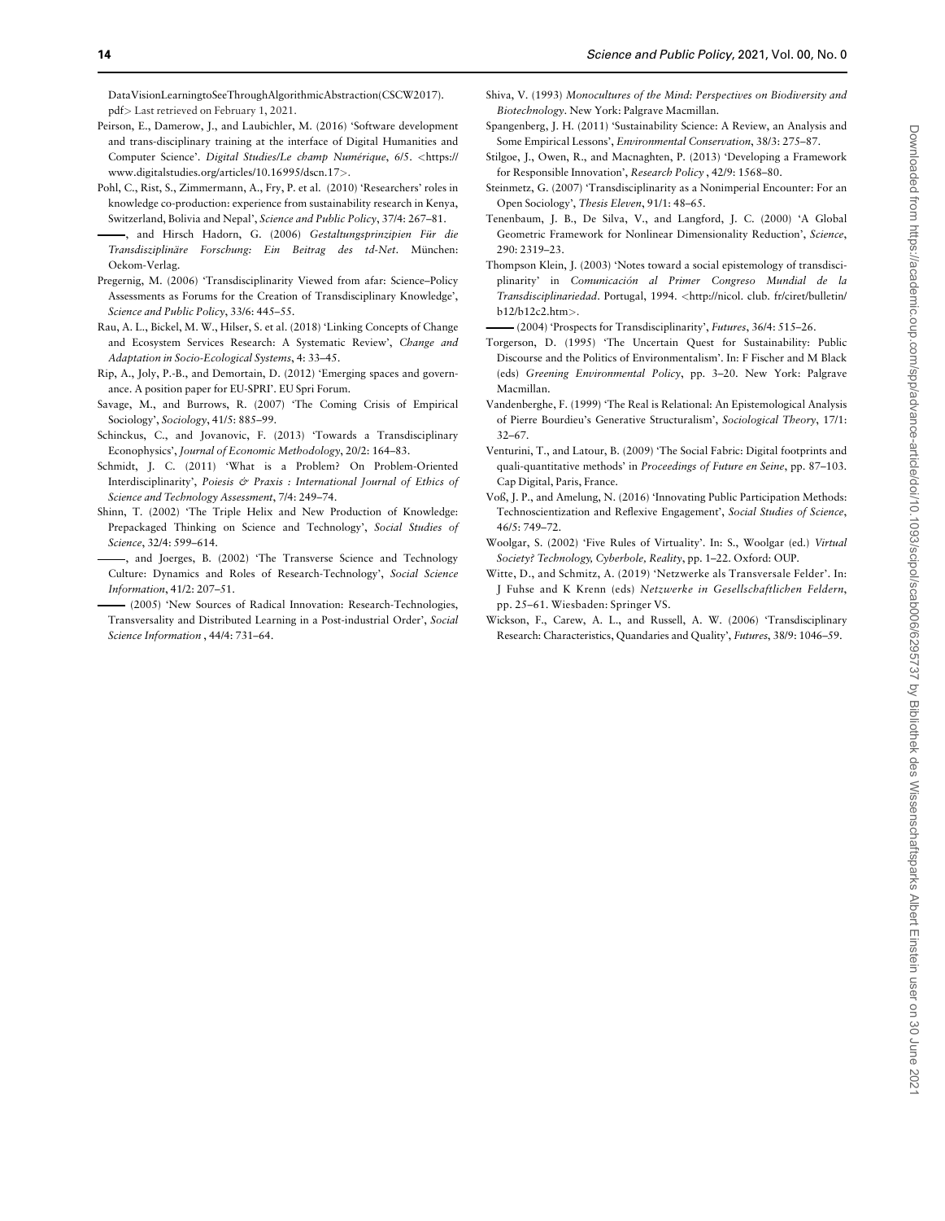DataVisionLearningtoSeeThroughAlgorithmicAbstraction(CSCW2017).pdf> Last retrieved on February 1, 2021.

Peirson, E., Damerow, J., and Laubichler, M. (2016) 'Software development and trans-disciplinary training at the interface of Digital Humanities and Computer Science'. *Digital Studies/Le champ Numérique*, 6/5. <https://www.digitalstudies.org/articles/10.16995/dscn.17>.

Pohl, C., Rist, S., Zimmermann, A., Fry, P. et al. (2010) 'Researchers' roles in knowledge co-production: experience from sustainability research in Kenya, Switzerland, Bolivia and Nepal', *Science and Public Policy*, 37/4: 267–81.

——, and Hirsch Hadorn, G. (2006) *Gestaltungsprinzipien Für die Transdisziplinäre Forschung: Ein Beitrag des td-Net*. München: Oekom-Verlag.

Pregernig, M. (2006) 'Transdisciplinarity Viewed from afar: Science–Policy Assessments as Forums for the Creation of Transdisciplinary Knowledge', *Science and Public Policy*, 33/6: 445–55.

Rau, A. L., Bickel, M. W., Hilser, S. et al. (2018) 'Linking Concepts of Change and Ecosystem Services Research: A Systematic Review', *Change and Adaptation in Socio-Ecological Systems*, 4: 33–45.

Rip, A., Joly, P.-B., and Demortain, D. (2012) 'Emerging spaces and governance. A position paper for EU-SPRI'. EU Spri Forum.

Savage, M., and Burrows, R. (2007) 'The Coming Crisis of Empirical Sociology', *Sociology*, 41/5: 885–99.

Schinckus, C., and Jovanovic, F. (2013) 'Towards a Transdisciplinary Econophysics', *Journal of Economic Methodology*, 20/2: 164–83.

Schmidt, J. C. (2011) 'What is a Problem? On Problem-Oriented Interdisciplinarity', *Poiesis & Praxis : International Journal of Ethics of Science and Technology Assessment*, 7/4: 249–74.

Shinn, T. (2002) 'The Triple Helix and New Production of Knowledge: Prepackaged Thinking on Science and Technology', *Social Studies of Science*, 32/4: 599–614.

——, and Joerges, B. (2002) 'The Transverse Science and Technology Culture: Dynamics and Roles of Research-Technology', *Social Science Information*, 41/2: 207–51.

—— (2005) 'New Sources of Radical Innovation: Research-Technologies, Transversality and Distributed Learning in a Post-industrial Order', *Social Science Information* , 44/4: 731–64.

Shiva, V. (1993) *Monocultures of the Mind: Perspectives on Biodiversity and Biotechnology*. New York: Palgrave Macmillan.

Spangenberg, J. H. (2011) 'Sustainability Science: A Review, an Analysis and Some Empirical Lessons', *Environmental Conservation*, 38/3: 275–87.

Stilgoe, J., Owen, R., and Macnaghten, P. (2013) 'Developing a Framework for Responsible Innovation', *Research Policy* , 42/9: 1568–80.

Steinmetz, G. (2007) 'Transdisciplinarity as a Nonimperial Encounter: For an Open Sociology', *Thesis Eleven*, 91/1: 48–65.

Tenenbaum, J. B., De Silva, V., and Langford, J. C. (2000) 'A Global Geometric Framework for Nonlinear Dimensionality Reduction', *Science*, 290: 2319–23.

Thompson Klein, J. (2003) 'Notes toward a social epistemology of transdisciplinarity' in *Comunicación al Primer Congreso Mundial de la Transdisciplinariedad*. Portugal, 1994. <http://nicol. club. fr/ciret/bulletin/b12/b12c2.htm>.

—— (2004) 'Prospects for Transdisciplinarity', *Futures*, 36/4: 515–26.

Torgerson, D. (1995) 'The Uncertain Quest for Sustainability: Public Discourse and the Politics of Environmentalism'. In: F Fischer and M Black (eds) *Greening Environmental Policy*, pp. 3–20. New York: Palgrave Macmillan.

Vandenberghe, F. (1999) 'The Real is Relational: An Epistemological Analysis of Pierre Bourdieu's Generative Structuralism', *Sociological Theory*, 17/1: 32–67.

Venturini, T., and Latour, B. (2009) 'The Social Fabric: Digital footprints and quali-quantitative methods' in *Proceedings of Future en Seine*, pp. 87–103. Cap Digital, Paris, France.

Voß, J. P., and Amelung, N. (2016) 'Innovating Public Participation Methods: Technoscientization and Reflexive Engagement', *Social Studies of Science*, 46/5: 749–72.

Woolgar, S. (2002) 'Five Rules of Virtuality'. In: S., Woolgar (ed.) *Virtual Society? Technology, Cyberbole, Reality*, pp. 1–22. Oxford: OUP.

Witte, D., and Schmitz, A. (2019) 'Netzwerke als Transversale Felder'. In: J Fuhse and K Krenn (eds) *Netzwerke in Gesellschaftlichen Feldern*, pp. 25–61. Wiesbaden: Springer VS.

Wickson, F., Carew, A. L., and Russell, A. W. (2006) 'Transdisciplinary Research: Characteristics, Quandaries and Quality', *Futures*, 38/9: 1046–59.